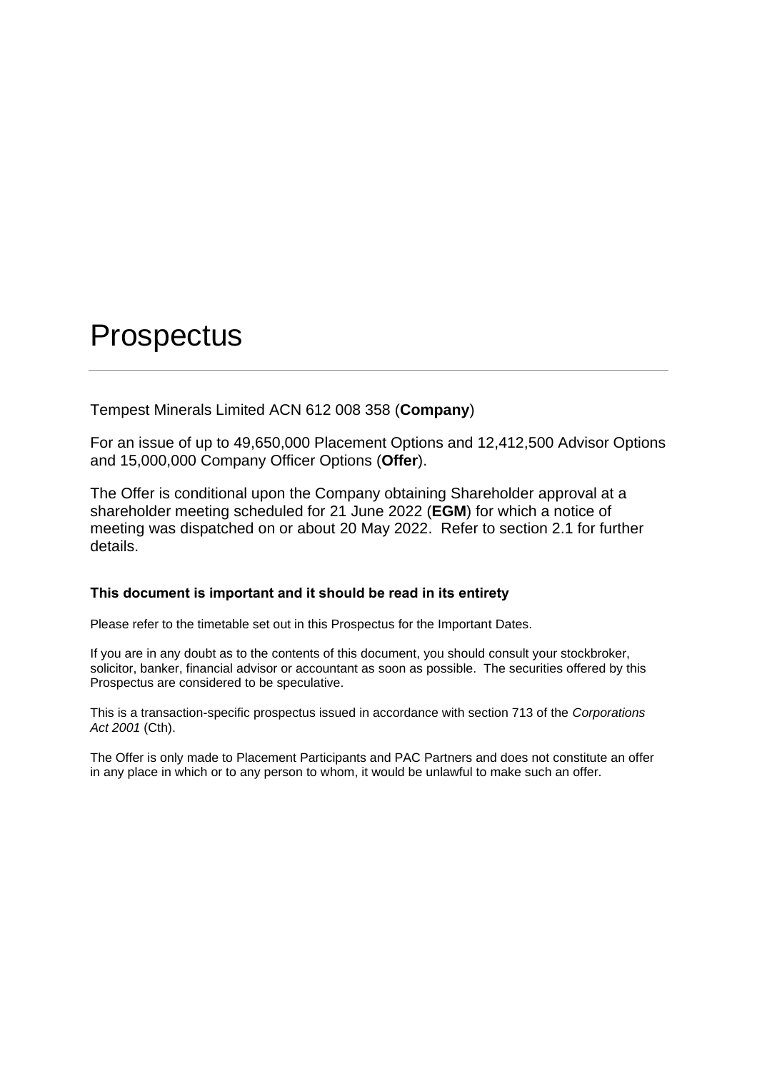# Prospectus

---

Tempest Minerals Limited ACN 612 008 358 (**Company**)

For an issue of up to 49,650,000 Placement Options and 12,412,500 Advisor Options and 15,000,000 Company Officer Options (**Offer**).

The Offer is conditional upon the Company obtaining Shareholder approval at a shareholder meeting scheduled for 21 June 2022 (**EGM**) for which a notice of meeting was dispatched on or about 20 May 2022. Refer to section 2.1 for further details.

**This document is important and it should be read in its entirety**

Please refer to the timetable set out in this Prospectus for the Important Dates.

If you are in any doubt as to the contents of this document, you should consult your stockbroker, solicitor, banker, financial advisor or accountant as soon as possible. The securities offered by this Prospectus are considered to be speculative.

This is a transaction-specific prospectus issued in accordance with section 713 of the *Corporations Act 2001* (Cth).

The Offer is only made to Placement Participants and PAC Partners and does not constitute an offer in any place in which or to any person to whom, it would be unlawful to make such an offer.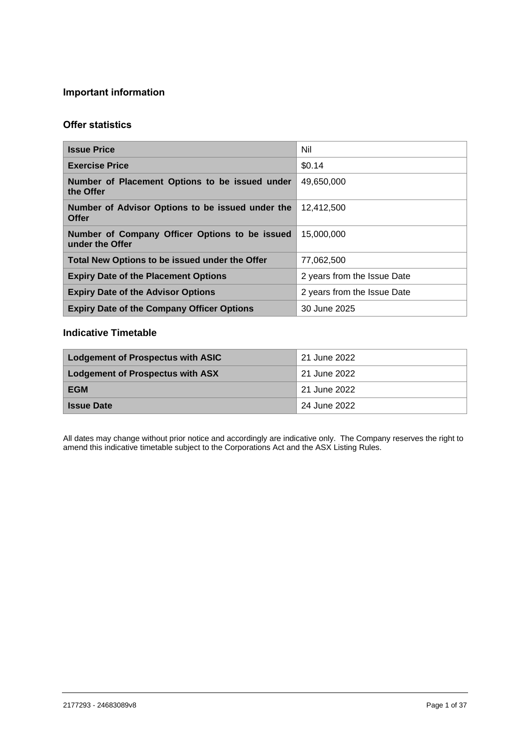## Important information

### Offer statistics

| | |
|---|---|
| **Issue Price** | Nil |
| **Exercise Price** | $0.14 |
| **Number of Placement Options to be issued under the Offer** | 49,650,000 |
| **Number of Advisor Options to be issued under the Offer** | 12,412,500 |
| **Number of Company Officer Options to be issued under the Offer** | 15,000,000 |
| **Total New Options to be issued under the Offer** | 77,062,500 |
| **Expiry Date of the Placement Options** | 2 years from the Issue Date |
| **Expiry Date of the Advisor Options** | 2 years from the Issue Date |
| **Expiry Date of the Company Officer Options** | 30 June 2025 |

### Indicative Timetable

| | |
|---|---|
| **Lodgement of Prospectus with ASIC** | 21 June 2022 |
| **Lodgement of Prospectus with ASX** | 21 June 2022 |
| **EGM** | 21 June 2022 |
| **Issue Date** | 24 June 2022 |

All dates may change without prior notice and accordingly are indicative only. The Company reserves the right to amend this indicative timetable subject to the Corporations Act and the ASX Listing Rules.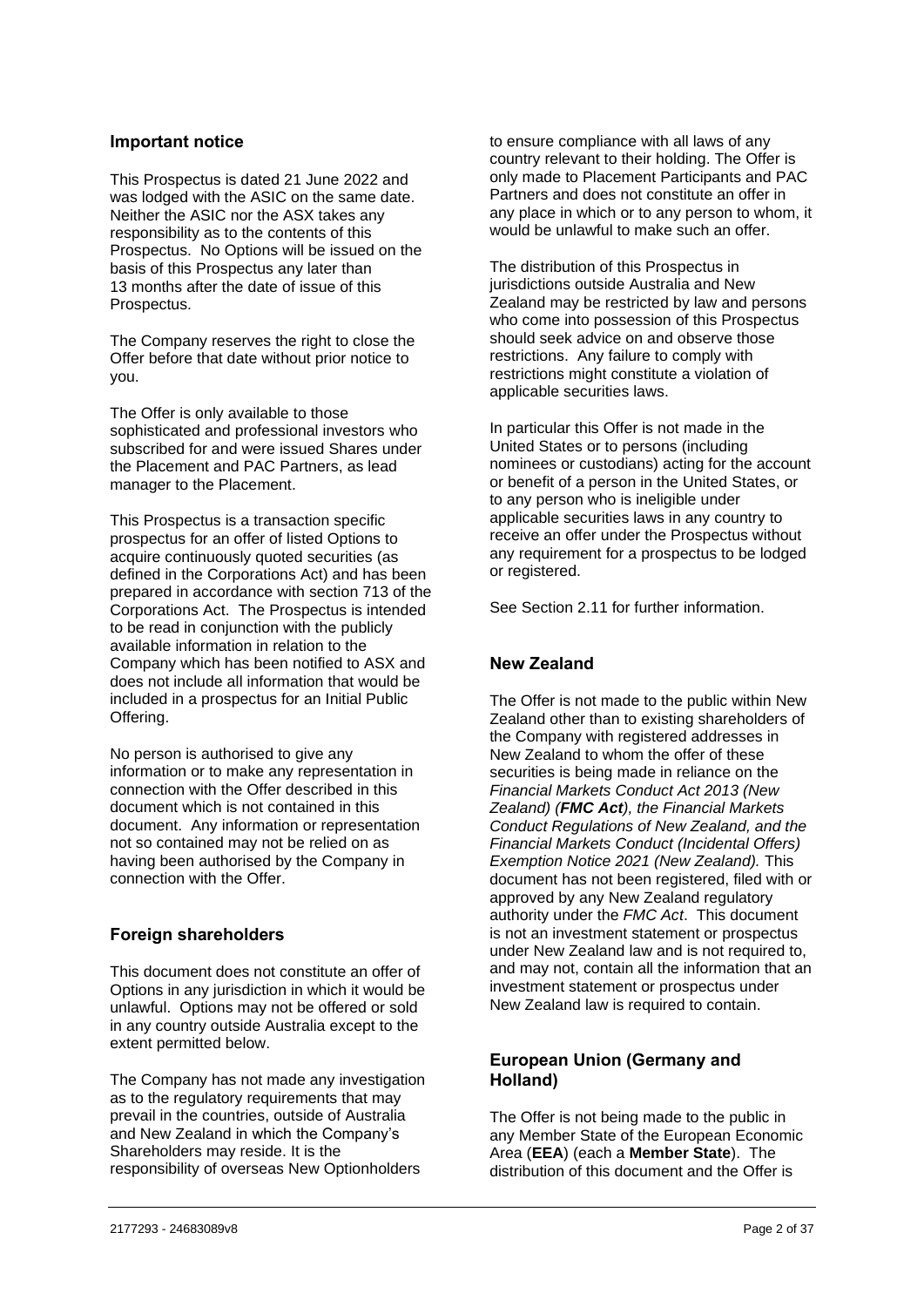## Important notice

This Prospectus is dated 21 June 2022 and was lodged with the ASIC on the same date. Neither the ASIC nor the ASX takes any responsibility as to the contents of this Prospectus. No Options will be issued on the basis of this Prospectus any later than 13 months after the date of issue of this Prospectus.

The Company reserves the right to close the Offer before that date without prior notice to you.

The Offer is only available to those sophisticated and professional investors who subscribed for and were issued Shares under the Placement and PAC Partners, as lead manager to the Placement.

This Prospectus is a transaction specific prospectus for an offer of listed Options to acquire continuously quoted securities (as defined in the Corporations Act) and has been prepared in accordance with section 713 of the Corporations Act. The Prospectus is intended to be read in conjunction with the publicly available information in relation to the Company which has been notified to ASX and does not include all information that would be included in a prospectus for an Initial Public Offering.

No person is authorised to give any information or to make any representation in connection with the Offer described in this document which is not contained in this document. Any information or representation not so contained may not be relied on as having been authorised by the Company in connection with the Offer.

## Foreign shareholders

This document does not constitute an offer of Options in any jurisdiction in which it would be unlawful. Options may not be offered or sold in any country outside Australia except to the extent permitted below.

The Company has not made any investigation as to the regulatory requirements that may prevail in the countries, outside of Australia and New Zealand in which the Company's Shareholders may reside. It is the responsibility of overseas New Optionholders to ensure compliance with all laws of any country relevant to their holding. The Offer is only made to Placement Participants and PAC Partners and does not constitute an offer in any place in which or to any person to whom, it would be unlawful to make such an offer.

The distribution of this Prospectus in jurisdictions outside Australia and New Zealand may be restricted by law and persons who come into possession of this Prospectus should seek advice on and observe those restrictions. Any failure to comply with restrictions might constitute a violation of applicable securities laws.

In particular this Offer is not made in the United States or to persons (including nominees or custodians) acting for the account or benefit of a person in the United States, or to any person who is ineligible under applicable securities laws in any country to receive an offer under the Prospectus without any requirement for a prospectus to be lodged or registered.

See Section 2.11 for further information.

## New Zealand

The Offer is not made to the public within New Zealand other than to existing shareholders of the Company with registered addresses in New Zealand to whom the offer of these securities is being made in reliance on the *Financial Markets Conduct Act 2013 (New Zealand) (**FMC Act**), the Financial Markets Conduct Regulations of New Zealand, and the Financial Markets Conduct (Incidental Offers) Exemption Notice 2021 (New Zealand).* This document has not been registered, filed with or approved by any New Zealand regulatory authority under the *FMC Act*. This document is not an investment statement or prospectus under New Zealand law and is not required to, and may not, contain all the information that an investment statement or prospectus under New Zealand law is required to contain.

## European Union (Germany and Holland)

The Offer is not being made to the public in any Member State of the European Economic Area (**EEA**) (each a **Member State**). The distribution of this document and the Offer is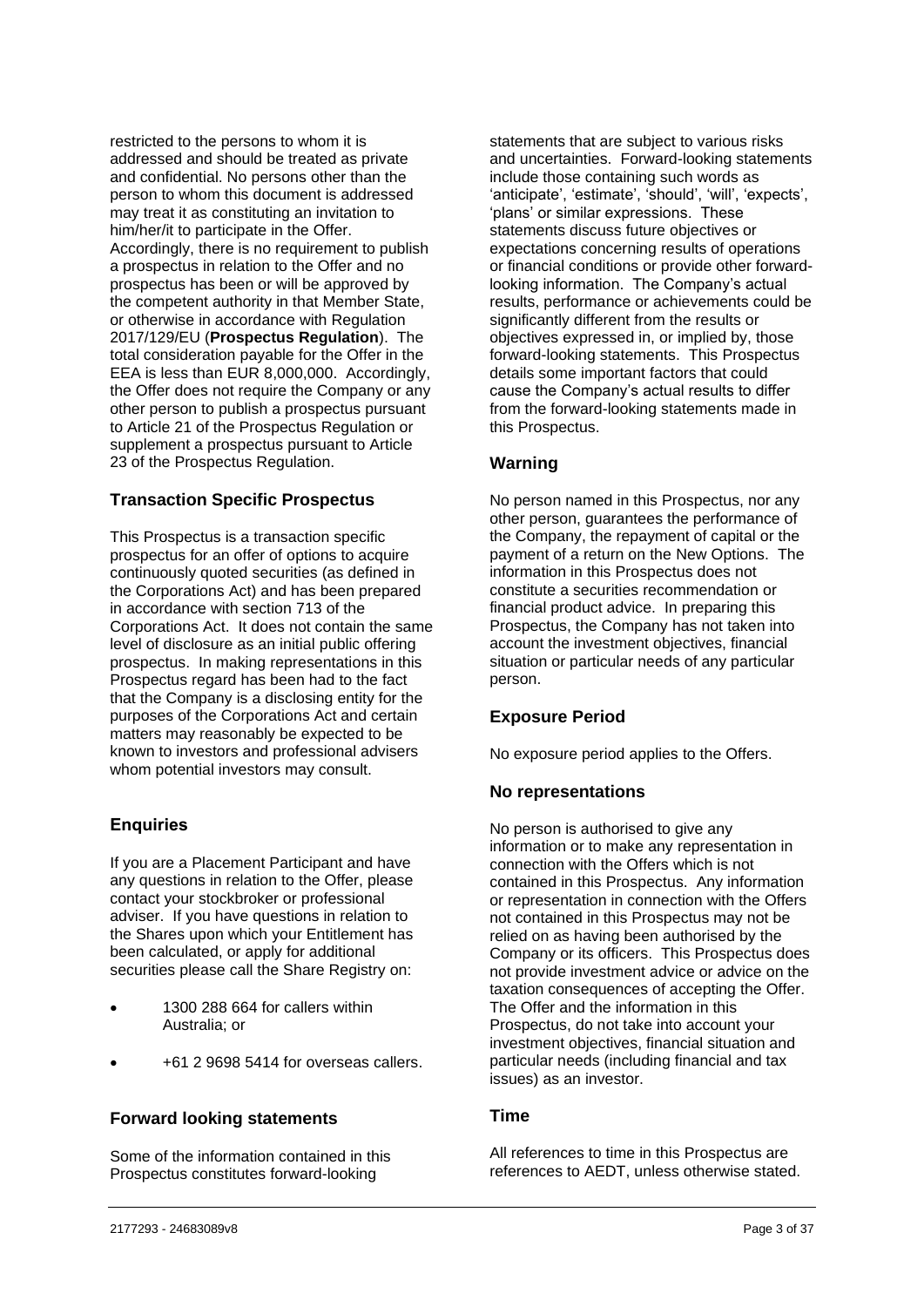restricted to the persons to whom it is addressed and should be treated as private and confidential. No persons other than the person to whom this document is addressed may treat it as constituting an invitation to him/her/it to participate in the Offer. Accordingly, there is no requirement to publish a prospectus in relation to the Offer and no prospectus has been or will be approved by the competent authority in that Member State, or otherwise in accordance with Regulation 2017/129/EU (**Prospectus Regulation**). The total consideration payable for the Offer in the EEA is less than EUR 8,000,000. Accordingly, the Offer does not require the Company or any other person to publish a prospectus pursuant to Article 21 of the Prospectus Regulation or supplement a prospectus pursuant to Article 23 of the Prospectus Regulation.

## Transaction Specific Prospectus

This Prospectus is a transaction specific prospectus for an offer of options to acquire continuously quoted securities (as defined in the Corporations Act) and has been prepared in accordance with section 713 of the Corporations Act. It does not contain the same level of disclosure as an initial public offering prospectus. In making representations in this Prospectus regard has been had to the fact that the Company is a disclosing entity for the purposes of the Corporations Act and certain matters may reasonably be expected to be known to investors and professional advisers whom potential investors may consult.

## Enquiries

If you are a Placement Participant and have any questions in relation to the Offer, please contact your stockbroker or professional adviser. If you have questions in relation to the Shares upon which your Entitlement has been calculated, or apply for additional securities please call the Share Registry on:

- 1300 288 664 for callers within Australia; or
- +61 2 9698 5414 for overseas callers.

## Forward looking statements

Some of the information contained in this Prospectus constitutes forward-looking statements that are subject to various risks and uncertainties. Forward-looking statements include those containing such words as 'anticipate', 'estimate', 'should', 'will', 'expects', 'plans' or similar expressions. These statements discuss future objectives or expectations concerning results of operations or financial conditions or provide other forward-looking information. The Company's actual results, performance or achievements could be significantly different from the results or objectives expressed in, or implied by, those forward-looking statements. This Prospectus details some important factors that could cause the Company's actual results to differ from the forward-looking statements made in this Prospectus.

## Warning

No person named in this Prospectus, nor any other person, guarantees the performance of the Company, the repayment of capital or the payment of a return on the New Options. The information in this Prospectus does not constitute a securities recommendation or financial product advice. In preparing this Prospectus, the Company has not taken into account the investment objectives, financial situation or particular needs of any particular person.

## Exposure Period

No exposure period applies to the Offers.

## No representations

No person is authorised to give any information or to make any representation in connection with the Offers which is not contained in this Prospectus. Any information or representation in connection with the Offers not contained in this Prospectus may not be relied on as having been authorised by the Company or its officers. This Prospectus does not provide investment advice or advice on the taxation consequences of accepting the Offer. The Offer and the information in this Prospectus, do not take into account your investment objectives, financial situation and particular needs (including financial and tax issues) as an investor.

## Time

All references to time in this Prospectus are references to AEDT, unless otherwise stated.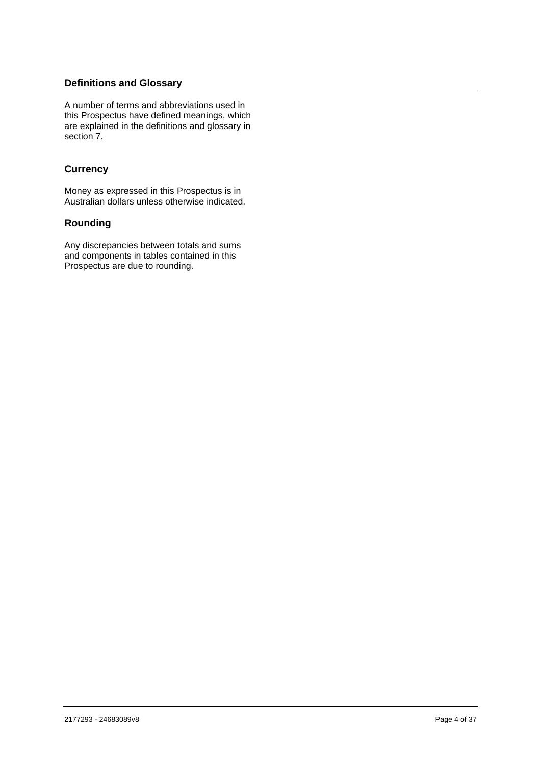## Definitions and Glossary

A number of terms and abbreviations used in this Prospectus have defined meanings, which are explained in the definitions and glossary in section 7.

## Currency

Money as expressed in this Prospectus is in Australian dollars unless otherwise indicated.

## Rounding

Any discrepancies between totals and sums and components in tables contained in this Prospectus are due to rounding.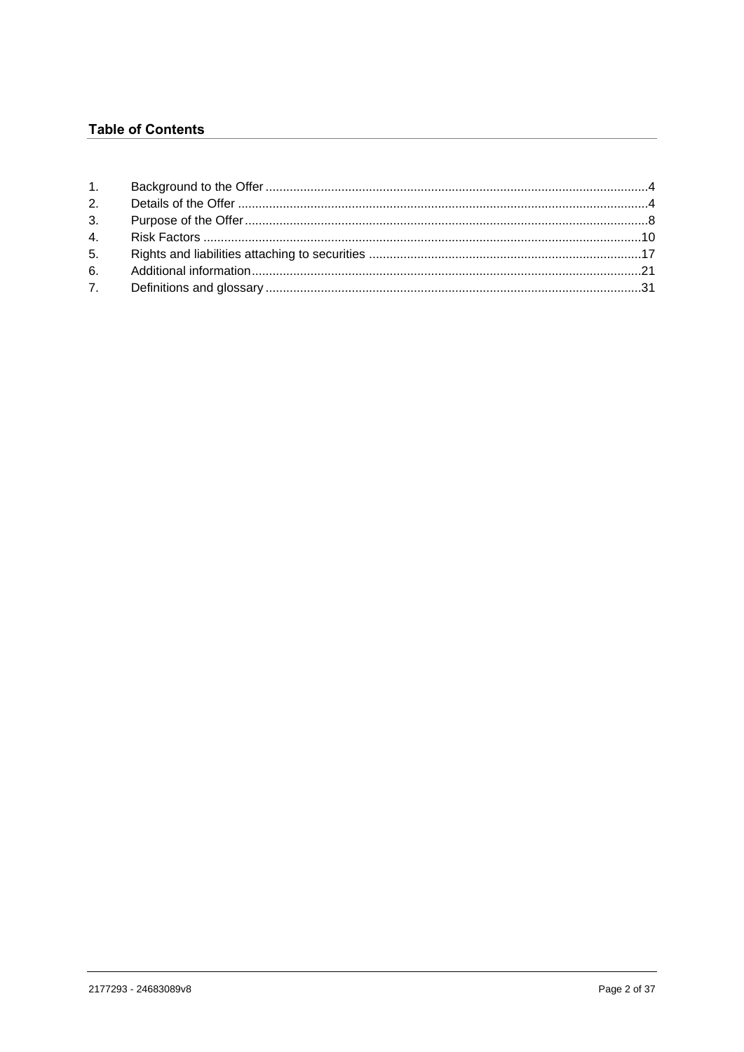## Table of Contents

1. Background to the Offer ....................................................4
2. Details of the Offer ....................................................4
3. Purpose of the Offer ....................................................8
4. Risk Factors ....................................................10
5. Rights and liabilities attaching to securities ....................................................17
6. Additional information ....................................................21
7. Definitions and glossary ....................................................31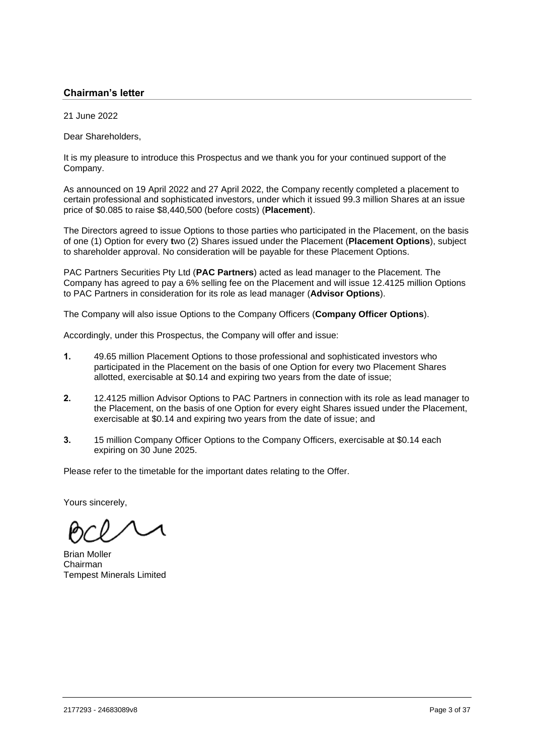## Chairman's letter

21 June 2022

Dear Shareholders,

It is my pleasure to introduce this Prospectus and we thank you for your continued support of the Company.

As announced on 19 April 2022 and 27 April 2022, the Company recently completed a placement to certain professional and sophisticated investors, under which it issued 99.3 million Shares at an issue price of $0.085 to raise $8,440,500 (before costs) (**Placement**).

The Directors agreed to issue Options to those parties who participated in the Placement, on the basis of one (1) Option for every two (2) Shares issued under the Placement (**Placement Options**), subject to shareholder approval. No consideration will be payable for these Placement Options.

PAC Partners Securities Pty Ltd (**PAC Partners**) acted as lead manager to the Placement. The Company has agreed to pay a 6% selling fee on the Placement and will issue 12.4125 million Options to PAC Partners in consideration for its role as lead manager (**Advisor Options**).

The Company will also issue Options to the Company Officers (**Company Officer Options**).

Accordingly, under this Prospectus, the Company will offer and issue:

**1.** 49.65 million Placement Options to those professional and sophisticated investors who participated in the Placement on the basis of one Option for every two Placement Shares allotted, exercisable at $0.14 and expiring two years from the date of issue;

**2.** 12.4125 million Advisor Options to PAC Partners in connection with its role as lead manager to the Placement, on the basis of one Option for every eight Shares issued under the Placement, exercisable at $0.14 and expiring two years from the date of issue; and

**3.** 15 million Company Officer Options to the Company Officers, exercisable at $0.14 each expiring on 30 June 2025.

Please refer to the timetable for the important dates relating to the Offer.

Yours sincerely,

Brian Moller
Chairman
Tempest Minerals Limited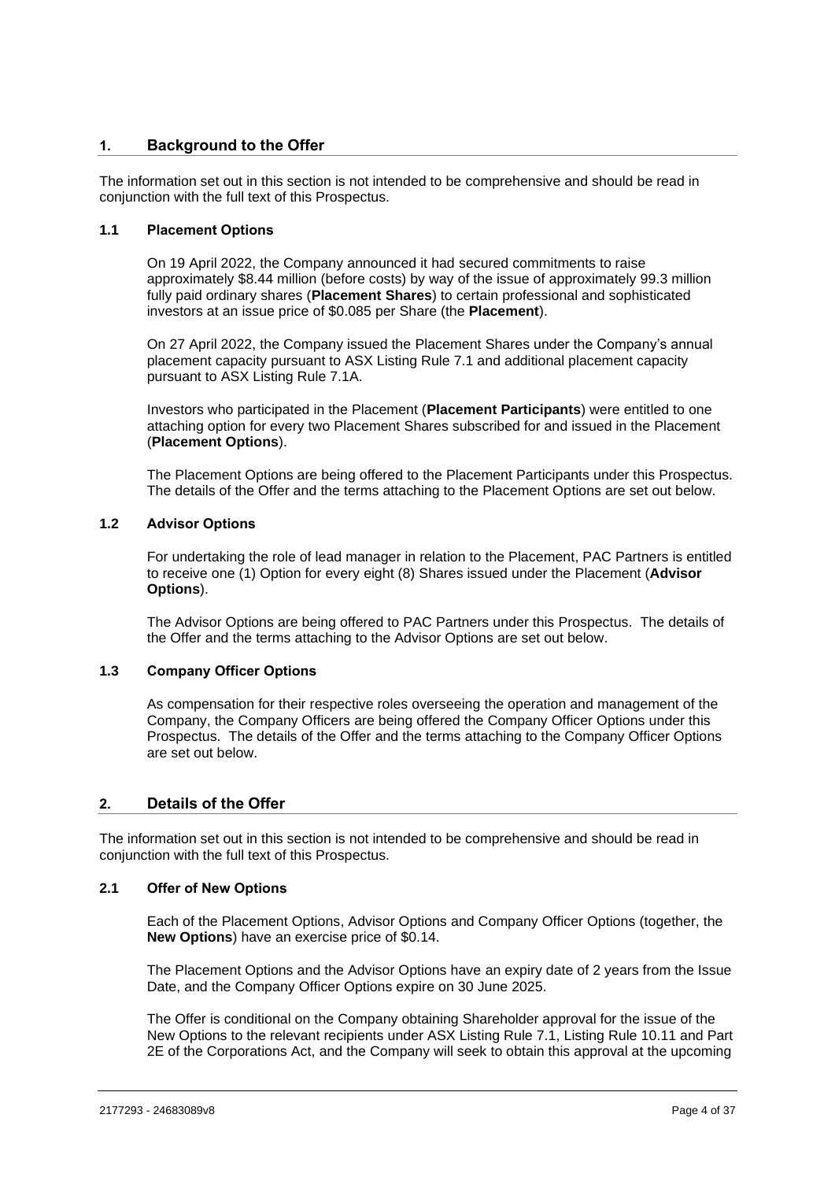## 1. Background to the Offer

The information set out in this section is not intended to be comprehensive and should be read in conjunction with the full text of this Prospectus.

### 1.1 Placement Options

On 19 April 2022, the Company announced it had secured commitments to raise approximately $8.44 million (before costs) by way of the issue of approximately 99.3 million fully paid ordinary shares (**Placement Shares**) to certain professional and sophisticated investors at an issue price of $0.085 per Share (the **Placement**).

On 27 April 2022, the Company issued the Placement Shares under the Company's annual placement capacity pursuant to ASX Listing Rule 7.1 and additional placement capacity pursuant to ASX Listing Rule 7.1A.

Investors who participated in the Placement (**Placement Participants**) were entitled to one attaching option for every two Placement Shares subscribed for and issued in the Placement (**Placement Options**).

The Placement Options are being offered to the Placement Participants under this Prospectus. The details of the Offer and the terms attaching to the Placement Options are set out below.

### 1.2 Advisor Options

For undertaking the role of lead manager in relation to the Placement, PAC Partners is entitled to receive one (1) Option for every eight (8) Shares issued under the Placement (**Advisor Options**).

The Advisor Options are being offered to PAC Partners under this Prospectus. The details of the Offer and the terms attaching to the Advisor Options are set out below.

### 1.3 Company Officer Options

As compensation for their respective roles overseeing the operation and management of the Company, the Company Officers are being offered the Company Officer Options under this Prospectus. The details of the Offer and the terms attaching to the Company Officer Options are set out below.

## 2. Details of the Offer

The information set out in this section is not intended to be comprehensive and should be read in conjunction with the full text of this Prospectus.

### 2.1 Offer of New Options

Each of the Placement Options, Advisor Options and Company Officer Options (together, the **New Options**) have an exercise price of $0.14.

The Placement Options and the Advisor Options have an expiry date of 2 years from the Issue Date, and the Company Officer Options expire on 30 June 2025.

The Offer is conditional on the Company obtaining Shareholder approval for the issue of the New Options to the relevant recipients under ASX Listing Rule 7.1, Listing Rule 10.11 and Part 2E of the Corporations Act, and the Company will seek to obtain this approval at the upcoming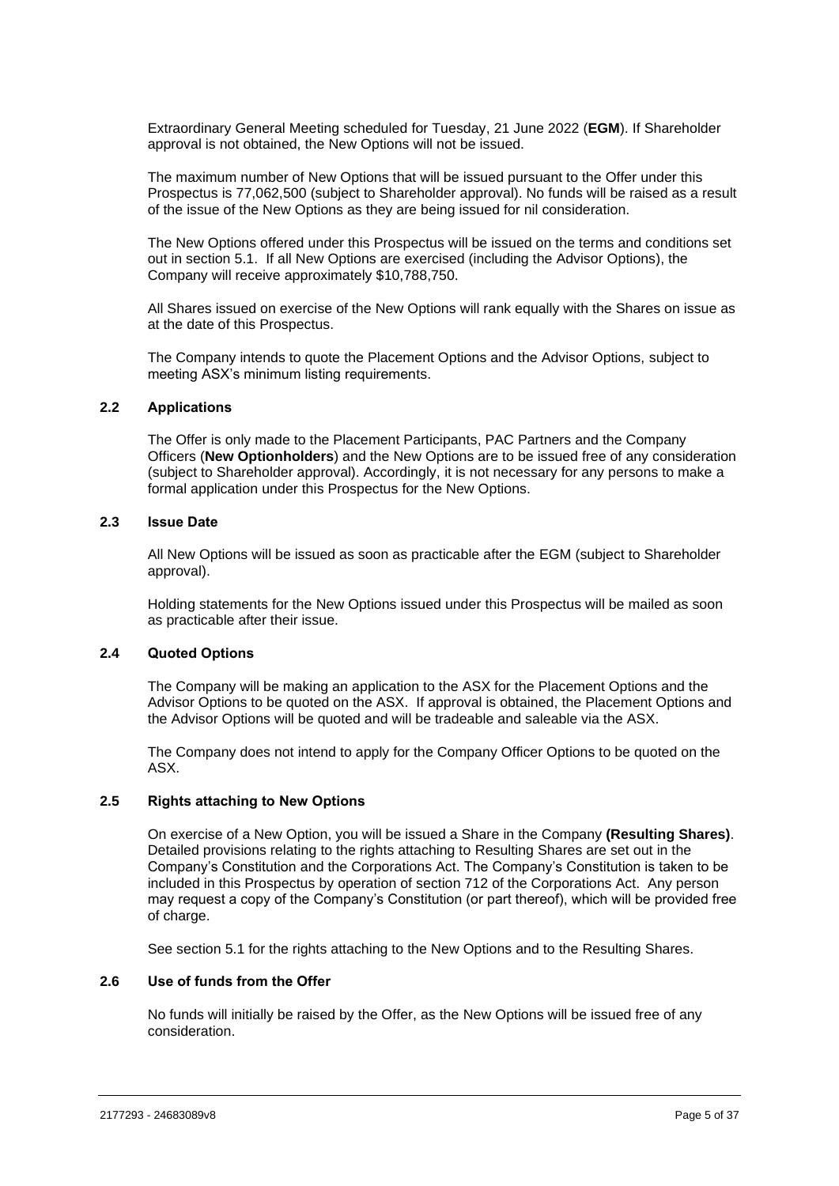Extraordinary General Meeting scheduled for Tuesday, 21 June 2022 (**EGM**). If Shareholder approval is not obtained, the New Options will not be issued.

The maximum number of New Options that will be issued pursuant to the Offer under this Prospectus is 77,062,500 (subject to Shareholder approval). No funds will be raised as a result of the issue of the New Options as they are being issued for nil consideration.

The New Options offered under this Prospectus will be issued on the terms and conditions set out in section 5.1. If all New Options are exercised (including the Advisor Options), the Company will receive approximately $10,788,750.

All Shares issued on exercise of the New Options will rank equally with the Shares on issue as at the date of this Prospectus.

The Company intends to quote the Placement Options and the Advisor Options, subject to meeting ASX's minimum listing requirements.

### 2.2 Applications

The Offer is only made to the Placement Participants, PAC Partners and the Company Officers (**New Optionholders**) and the New Options are to be issued free of any consideration (subject to Shareholder approval). Accordingly, it is not necessary for any persons to make a formal application under this Prospectus for the New Options.

### 2.3 Issue Date

All New Options will be issued as soon as practicable after the EGM (subject to Shareholder approval).

Holding statements for the New Options issued under this Prospectus will be mailed as soon as practicable after their issue.

### 2.4 Quoted Options

The Company will be making an application to the ASX for the Placement Options and the Advisor Options to be quoted on the ASX. If approval is obtained, the Placement Options and the Advisor Options will be quoted and will be tradeable and saleable via the ASX.

The Company does not intend to apply for the Company Officer Options to be quoted on the ASX.

### 2.5 Rights attaching to New Options

On exercise of a New Option, you will be issued a Share in the Company **(Resulting Shares)**. Detailed provisions relating to the rights attaching to Resulting Shares are set out in the Company's Constitution and the Corporations Act. The Company's Constitution is taken to be included in this Prospectus by operation of section 712 of the Corporations Act. Any person may request a copy of the Company's Constitution (or part thereof), which will be provided free of charge.

See section 5.1 for the rights attaching to the New Options and to the Resulting Shares.

### 2.6 Use of funds from the Offer

No funds will initially be raised by the Offer, as the New Options will be issued free of any consideration.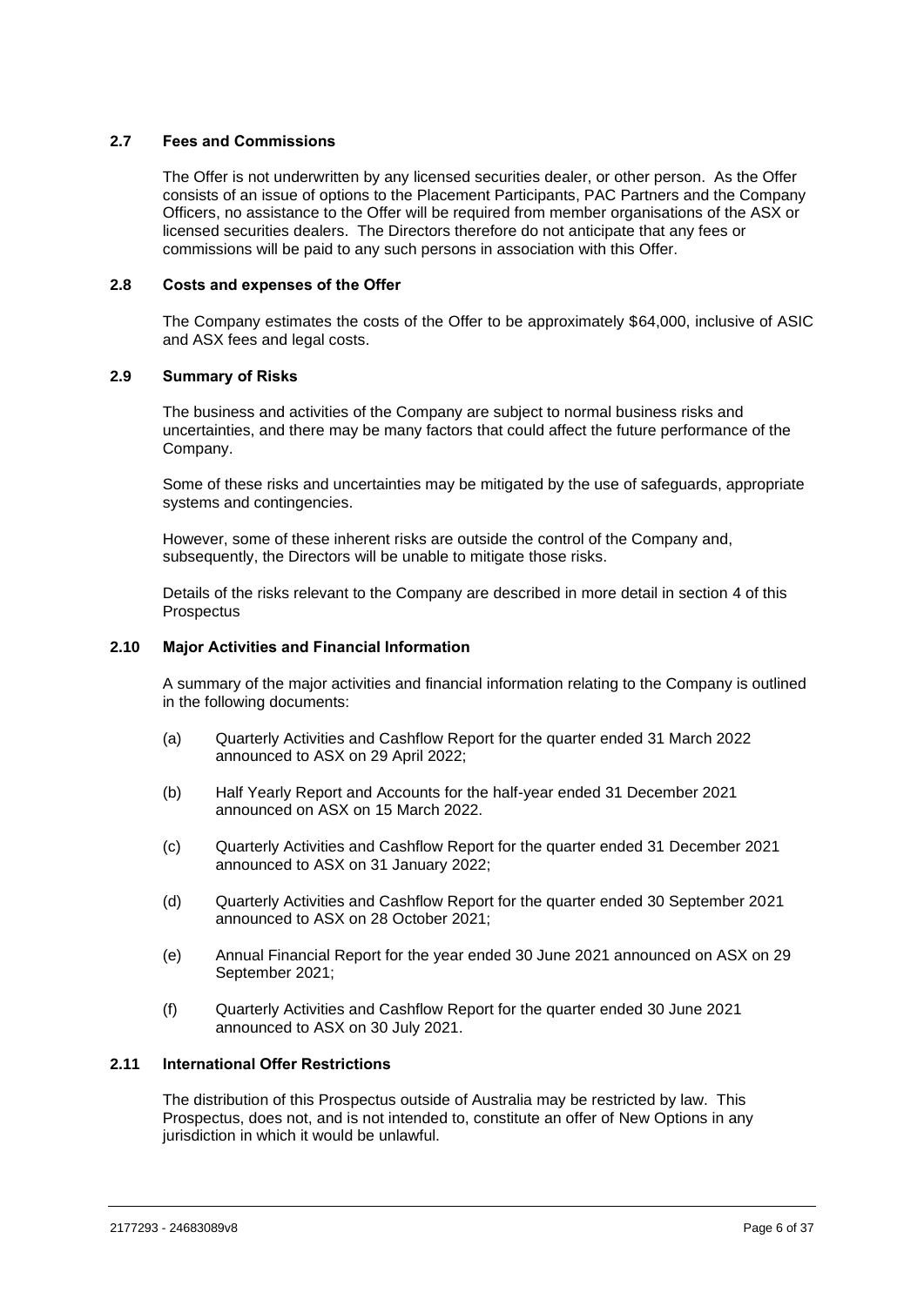### 2.7 Fees and Commissions

The Offer is not underwritten by any licensed securities dealer, or other person. As the Offer consists of an issue of options to the Placement Participants, PAC Partners and the Company Officers, no assistance to the Offer will be required from member organisations of the ASX or licensed securities dealers. The Directors therefore do not anticipate that any fees or commissions will be paid to any such persons in association with this Offer.

### 2.8 Costs and expenses of the Offer

The Company estimates the costs of the Offer to be approximately $64,000, inclusive of ASIC and ASX fees and legal costs.

### 2.9 Summary of Risks

The business and activities of the Company are subject to normal business risks and uncertainties, and there may be many factors that could affect the future performance of the Company.

Some of these risks and uncertainties may be mitigated by the use of safeguards, appropriate systems and contingencies.

However, some of these inherent risks are outside the control of the Company and, subsequently, the Directors will be unable to mitigate those risks.

Details of the risks relevant to the Company are described in more detail in section 4 of this Prospectus

### 2.10 Major Activities and Financial Information

A summary of the major activities and financial information relating to the Company is outlined in the following documents:

(a) Quarterly Activities and Cashflow Report for the quarter ended 31 March 2022 announced to ASX on 29 April 2022;

(b) Half Yearly Report and Accounts for the half-year ended 31 December 2021 announced on ASX on 15 March 2022.

(c) Quarterly Activities and Cashflow Report for the quarter ended 31 December 2021 announced to ASX on 31 January 2022;

(d) Quarterly Activities and Cashflow Report for the quarter ended 30 September 2021 announced to ASX on 28 October 2021;

(e) Annual Financial Report for the year ended 30 June 2021 announced on ASX on 29 September 2021;

(f) Quarterly Activities and Cashflow Report for the quarter ended 30 June 2021 announced to ASX on 30 July 2021.

### 2.11 International Offer Restrictions

The distribution of this Prospectus outside of Australia may be restricted by law. This Prospectus, does not, and is not intended to, constitute an offer of New Options in any jurisdiction in which it would be unlawful.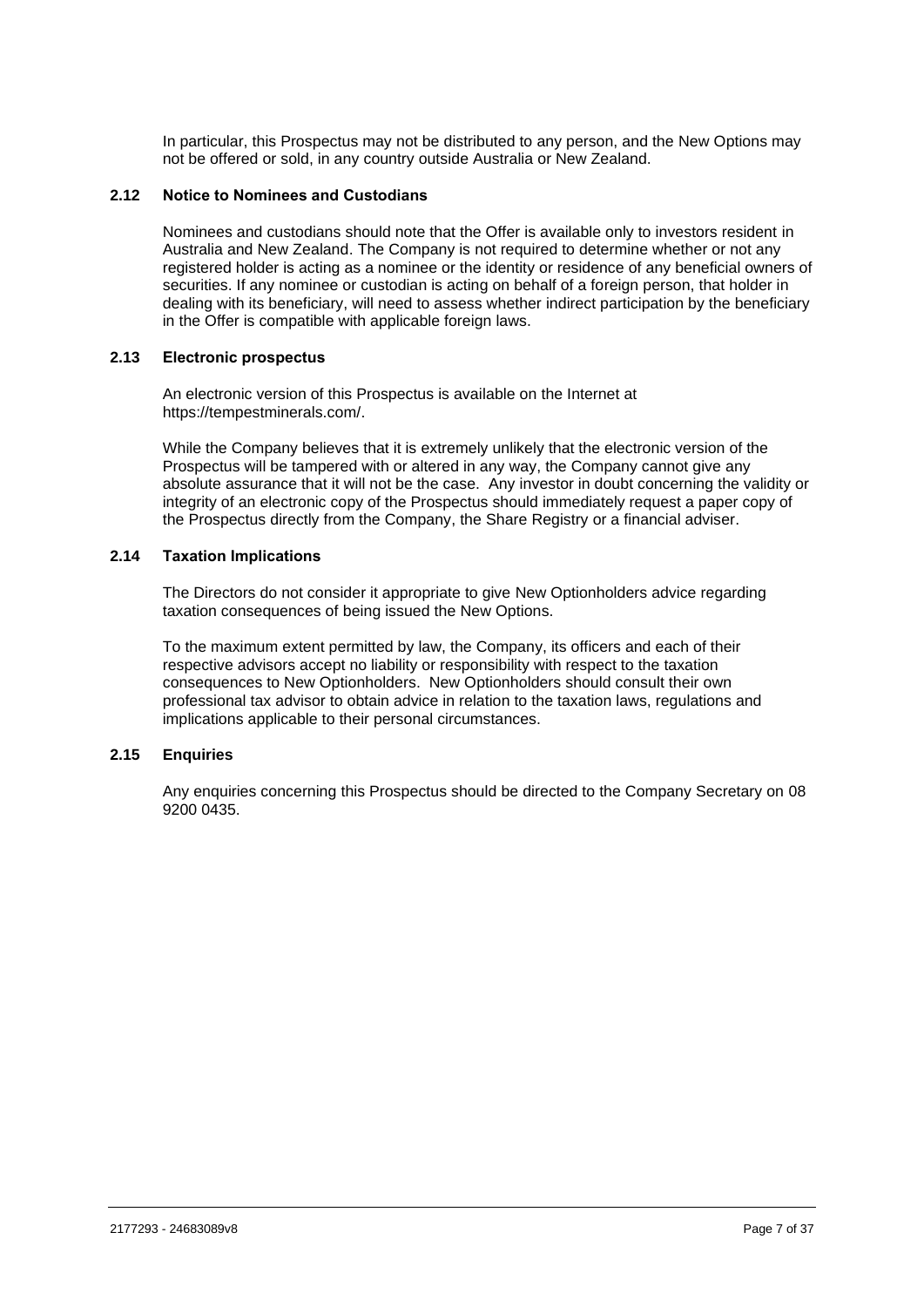In particular, this Prospectus may not be distributed to any person, and the New Options may not be offered or sold, in any country outside Australia or New Zealand.

### 2.12 Notice to Nominees and Custodians

Nominees and custodians should note that the Offer is available only to investors resident in Australia and New Zealand. The Company is not required to determine whether or not any registered holder is acting as a nominee or the identity or residence of any beneficial owners of securities. If any nominee or custodian is acting on behalf of a foreign person, that holder in dealing with its beneficiary, will need to assess whether indirect participation by the beneficiary in the Offer is compatible with applicable foreign laws.

### 2.13 Electronic prospectus

An electronic version of this Prospectus is available on the Internet at https://tempestminerals.com/.

While the Company believes that it is extremely unlikely that the electronic version of the Prospectus will be tampered with or altered in any way, the Company cannot give any absolute assurance that it will not be the case. Any investor in doubt concerning the validity or integrity of an electronic copy of the Prospectus should immediately request a paper copy of the Prospectus directly from the Company, the Share Registry or a financial adviser.

### 2.14 Taxation Implications

The Directors do not consider it appropriate to give New Optionholders advice regarding taxation consequences of being issued the New Options.

To the maximum extent permitted by law, the Company, its officers and each of their respective advisors accept no liability or responsibility with respect to the taxation consequences to New Optionholders. New Optionholders should consult their own professional tax advisor to obtain advice in relation to the taxation laws, regulations and implications applicable to their personal circumstances.

### 2.15 Enquiries

Any enquiries concerning this Prospectus should be directed to the Company Secretary on 08 9200 0435.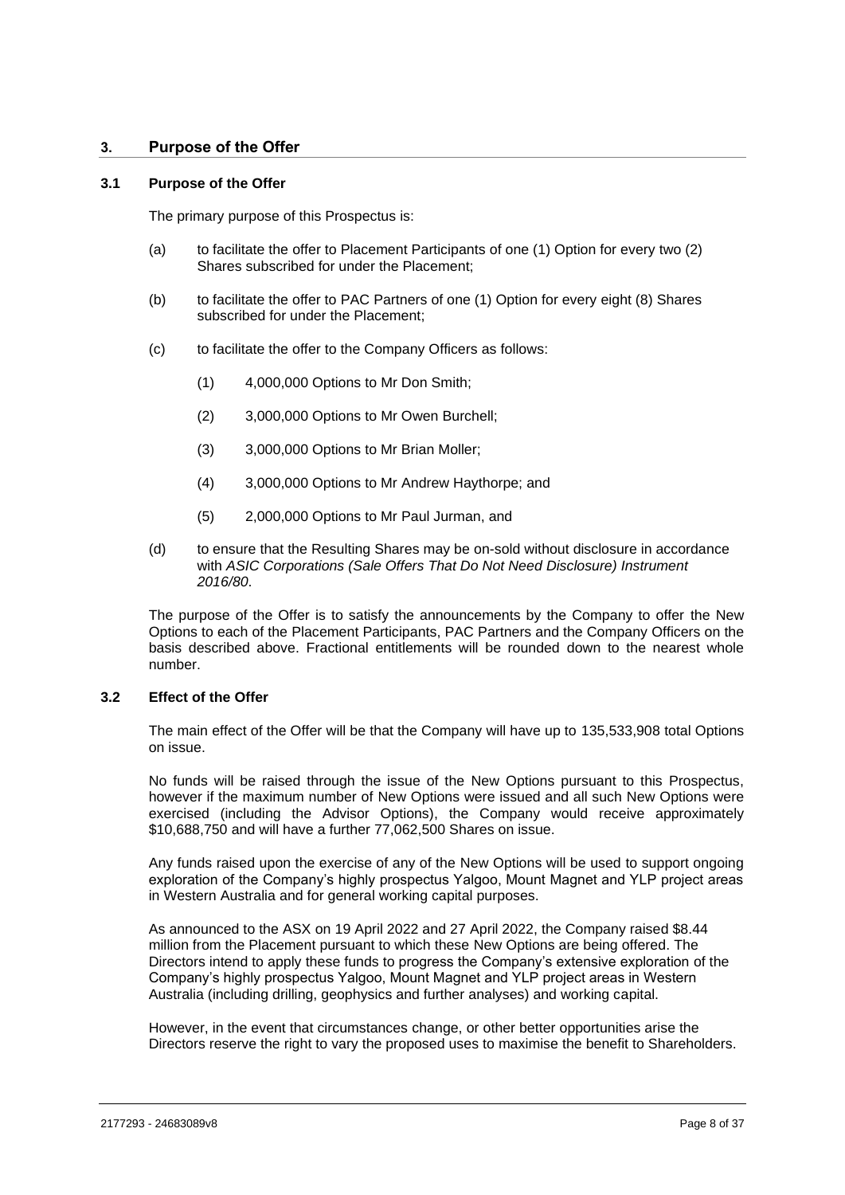## 3. Purpose of the Offer

### 3.1 Purpose of the Offer

The primary purpose of this Prospectus is:

(a) to facilitate the offer to Placement Participants of one (1) Option for every two (2) Shares subscribed for under the Placement;

(b) to facilitate the offer to PAC Partners of one (1) Option for every eight (8) Shares subscribed for under the Placement;

(c) to facilitate the offer to the Company Officers as follows:

   (1) 4,000,000 Options to Mr Don Smith;

   (2) 3,000,000 Options to Mr Owen Burchell;

   (3) 3,000,000 Options to Mr Brian Moller;

   (4) 3,000,000 Options to Mr Andrew Haythorpe; and

   (5) 2,000,000 Options to Mr Paul Jurman, and

(d) to ensure that the Resulting Shares may be on-sold without disclosure in accordance with *ASIC Corporations (Sale Offers That Do Not Need Disclosure) Instrument 2016/80*.

The purpose of the Offer is to satisfy the announcements by the Company to offer the New Options to each of the Placement Participants, PAC Partners and the Company Officers on the basis described above. Fractional entitlements will be rounded down to the nearest whole number.

### 3.2 Effect of the Offer

The main effect of the Offer will be that the Company will have up to 135,533,908 total Options on issue.

No funds will be raised through the issue of the New Options pursuant to this Prospectus, however if the maximum number of New Options were issued and all such New Options were exercised (including the Advisor Options), the Company would receive approximately $10,688,750 and will have a further 77,062,500 Shares on issue.

Any funds raised upon the exercise of any of the New Options will be used to support ongoing exploration of the Company's highly prospectus Yalgoo, Mount Magnet and YLP project areas in Western Australia and for general working capital purposes.

As announced to the ASX on 19 April 2022 and 27 April 2022, the Company raised $8.44 million from the Placement pursuant to which these New Options are being offered. The Directors intend to apply these funds to progress the Company's extensive exploration of the Company's highly prospectus Yalgoo, Mount Magnet and YLP project areas in Western Australia (including drilling, geophysics and further analyses) and working capital.

However, in the event that circumstances change, or other better opportunities arise the Directors reserve the right to vary the proposed uses to maximise the benefit to Shareholders.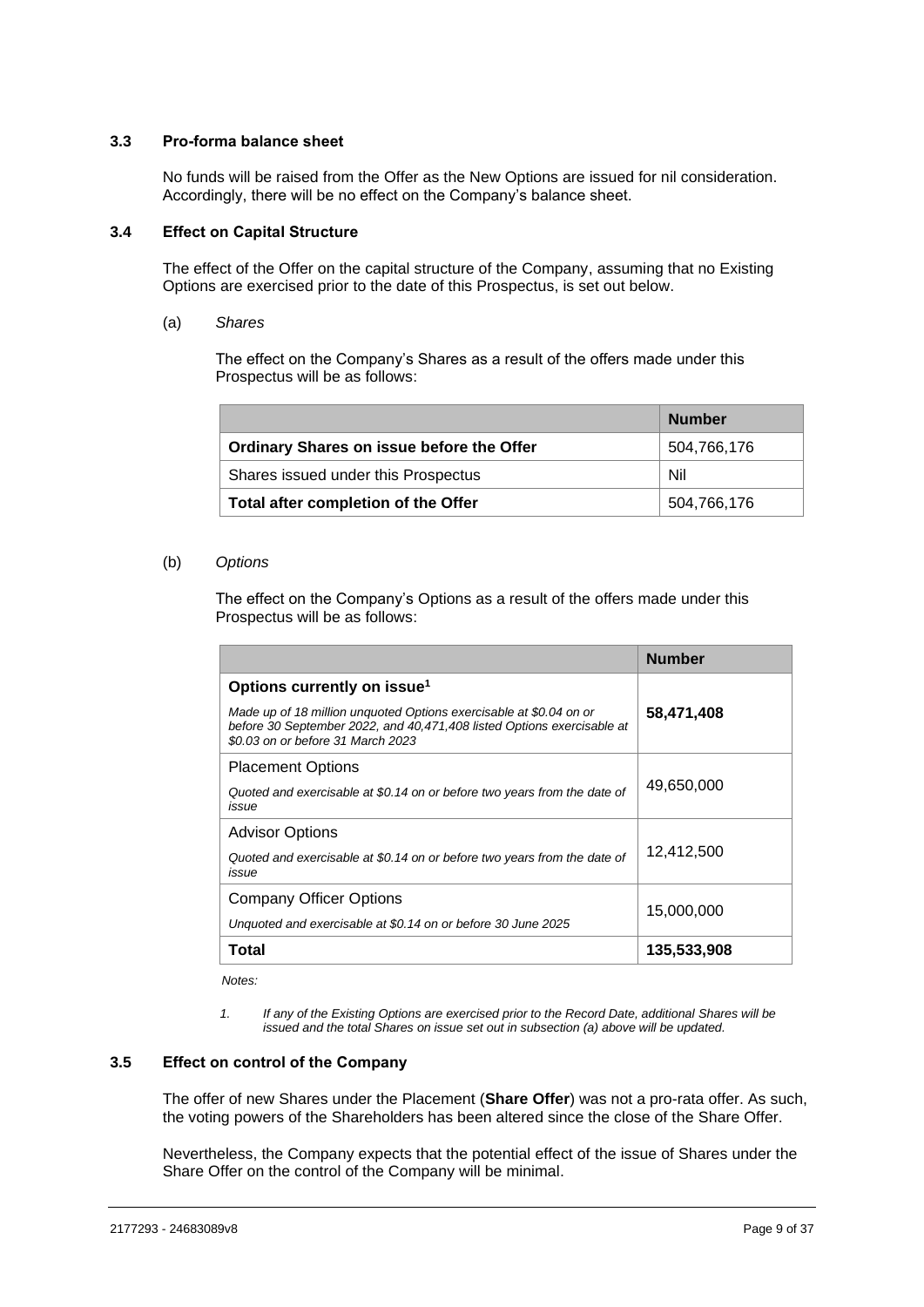### 3.3 Pro-forma balance sheet

No funds will be raised from the Offer as the New Options are issued for nil consideration. Accordingly, there will be no effect on the Company's balance sheet.

### 3.4 Effect on Capital Structure

The effect of the Offer on the capital structure of the Company, assuming that no Existing Options are exercised prior to the date of this Prospectus, is set out below.

(a) *Shares*

The effect on the Company's Shares as a result of the offers made under this Prospectus will be as follows:

| | **Number** |
|---|---|
| **Ordinary Shares on issue before the Offer** | 504,766,176 |
| Shares issued under this Prospectus | Nil |
| **Total after completion of the Offer** | 504,766,176 |

(b) *Options*

The effect on the Company's Options as a result of the offers made under this Prospectus will be as follows:

| | **Number** |
|---|---|
| **Options currently on issue[1]**<br>*Made up of 18 million unquoted Options exercisable at $0.04 on or before 30 September 2022, and 40,471,408 listed Options exercisable at $0.03 on or before 31 March 2023* | **58,471,408** |
| Placement Options<br>*Quoted and exercisable at $0.14 on or before two years from the date of issue* | 49,650,000 |
| Advisor Options<br>*Quoted and exercisable at $0.14 on or before two years from the date of issue* | 12,412,500 |
| Company Officer Options<br>*Unquoted and exercisable at $0.14 on or before 30 June 2025* | 15,000,000 |
| **Total** | **135,533,908** |

*Notes:*

1. *If any of the Existing Options are exercised prior to the Record Date, additional Shares will be issued and the total Shares on issue set out in subsection (a) above will be updated.*

### 3.5 Effect on control of the Company

The offer of new Shares under the Placement (**Share Offer**) was not a pro-rata offer. As such, the voting powers of the Shareholders has been altered since the close of the Share Offer.

Nevertheless, the Company expects that the potential effect of the issue of Shares under the Share Offer on the control of the Company will be minimal.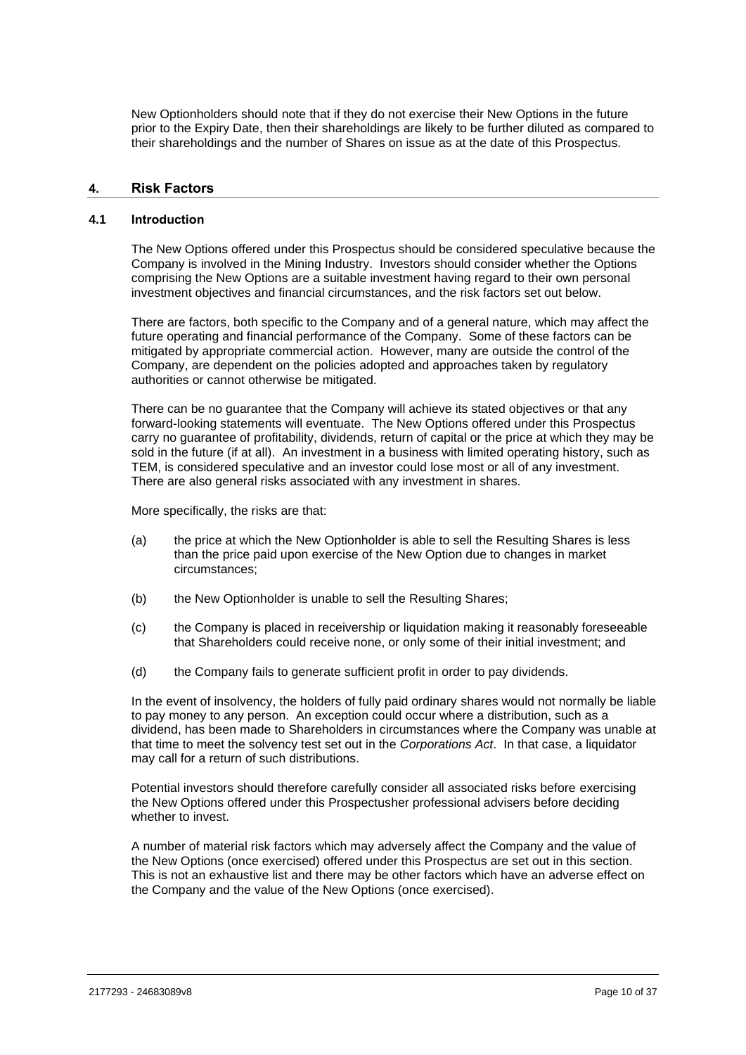New Optionholders should note that if they do not exercise their New Options in the future prior to the Expiry Date, then their shareholdings are likely to be further diluted as compared to their shareholdings and the number of Shares on issue as at the date of this Prospectus.

## 4. Risk Factors

### 4.1 Introduction

The New Options offered under this Prospectus should be considered speculative because the Company is involved in the Mining Industry. Investors should consider whether the Options comprising the New Options are a suitable investment having regard to their own personal investment objectives and financial circumstances, and the risk factors set out below.

There are factors, both specific to the Company and of a general nature, which may affect the future operating and financial performance of the Company. Some of these factors can be mitigated by appropriate commercial action. However, many are outside the control of the Company, are dependent on the policies adopted and approaches taken by regulatory authorities or cannot otherwise be mitigated.

There can be no guarantee that the Company will achieve its stated objectives or that any forward-looking statements will eventuate. The New Options offered under this Prospectus carry no guarantee of profitability, dividends, return of capital or the price at which they may be sold in the future (if at all). An investment in a business with limited operating history, such as TEM, is considered speculative and an investor could lose most or all of any investment. There are also general risks associated with any investment in shares.

More specifically, the risks are that:

(a) the price at which the New Optionholder is able to sell the Resulting Shares is less than the price paid upon exercise of the New Option due to changes in market circumstances;

(b) the New Optionholder is unable to sell the Resulting Shares;

(c) the Company is placed in receivership or liquidation making it reasonably foreseeable that Shareholders could receive none, or only some of their initial investment; and

(d) the Company fails to generate sufficient profit in order to pay dividends.

In the event of insolvency, the holders of fully paid ordinary shares would not normally be liable to pay money to any person. An exception could occur where a distribution, such as a dividend, has been made to Shareholders in circumstances where the Company was unable at that time to meet the solvency test set out in the *Corporations Act*. In that case, a liquidator may call for a return of such distributions.

Potential investors should therefore carefully consider all associated risks before exercising the New Options offered under this Prospectusher professional advisers before deciding whether to invest.

A number of material risk factors which may adversely affect the Company and the value of the New Options (once exercised) offered under this Prospectus are set out in this section. This is not an exhaustive list and there may be other factors which have an adverse effect on the Company and the value of the New Options (once exercised).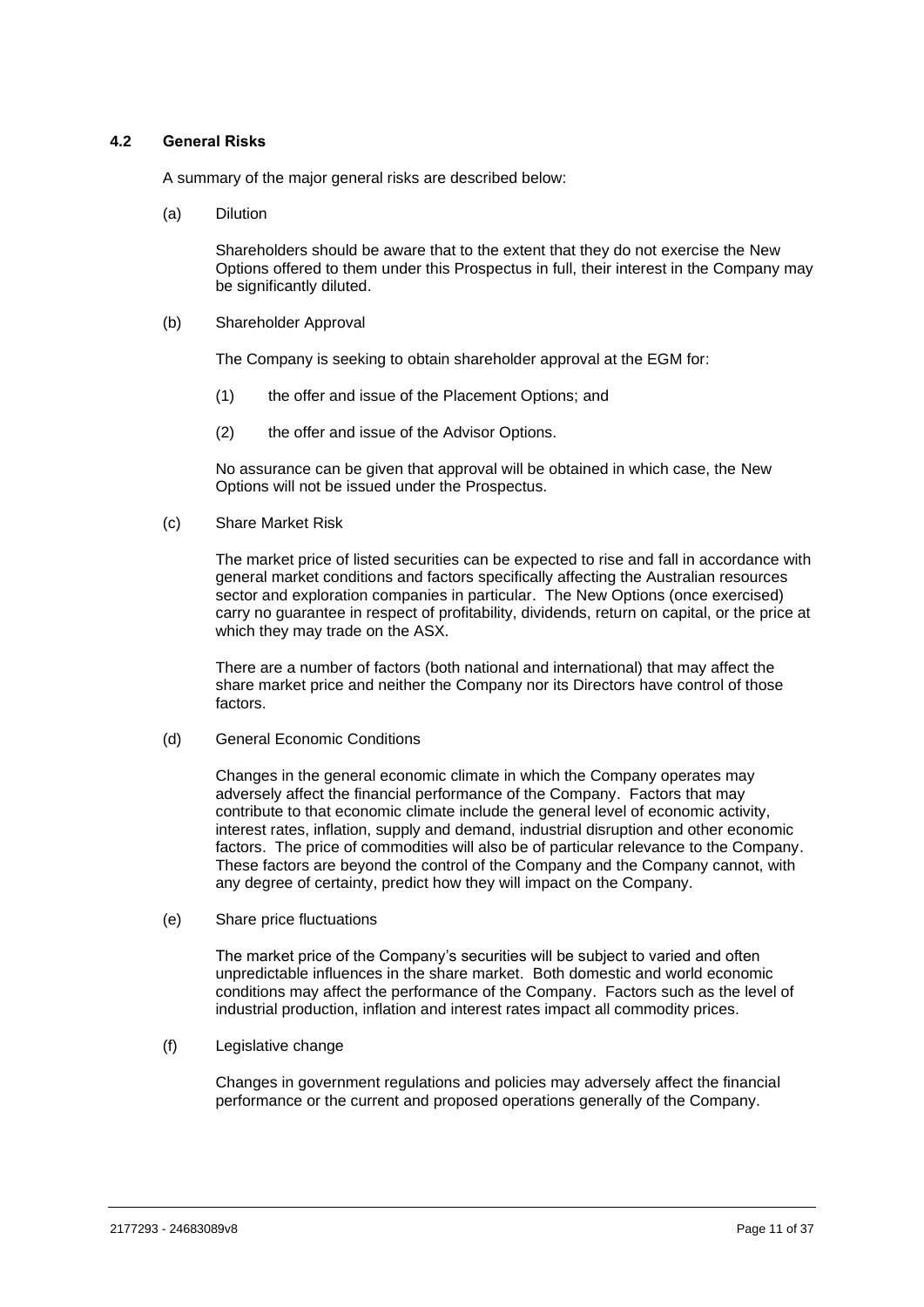### 4.2 General Risks

A summary of the major general risks are described below:

(a) Dilution

Shareholders should be aware that to the extent that they do not exercise the New Options offered to them under this Prospectus in full, their interest in the Company may be significantly diluted.

(b) Shareholder Approval

The Company is seeking to obtain shareholder approval at the EGM for:

(1) the offer and issue of the Placement Options; and

(2) the offer and issue of the Advisor Options.

No assurance can be given that approval will be obtained in which case, the New Options will not be issued under the Prospectus.

(c) Share Market Risk

The market price of listed securities can be expected to rise and fall in accordance with general market conditions and factors specifically affecting the Australian resources sector and exploration companies in particular. The New Options (once exercised) carry no guarantee in respect of profitability, dividends, return on capital, or the price at which they may trade on the ASX.

There are a number of factors (both national and international) that may affect the share market price and neither the Company nor its Directors have control of those factors.

(d) General Economic Conditions

Changes in the general economic climate in which the Company operates may adversely affect the financial performance of the Company. Factors that may contribute to that economic climate include the general level of economic activity, interest rates, inflation, supply and demand, industrial disruption and other economic factors. The price of commodities will also be of particular relevance to the Company. These factors are beyond the control of the Company and the Company cannot, with any degree of certainty, predict how they will impact on the Company.

(e) Share price fluctuations

The market price of the Company's securities will be subject to varied and often unpredictable influences in the share market. Both domestic and world economic conditions may affect the performance of the Company. Factors such as the level of industrial production, inflation and interest rates impact all commodity prices.

(f) Legislative change

Changes in government regulations and policies may adversely affect the financial performance or the current and proposed operations generally of the Company.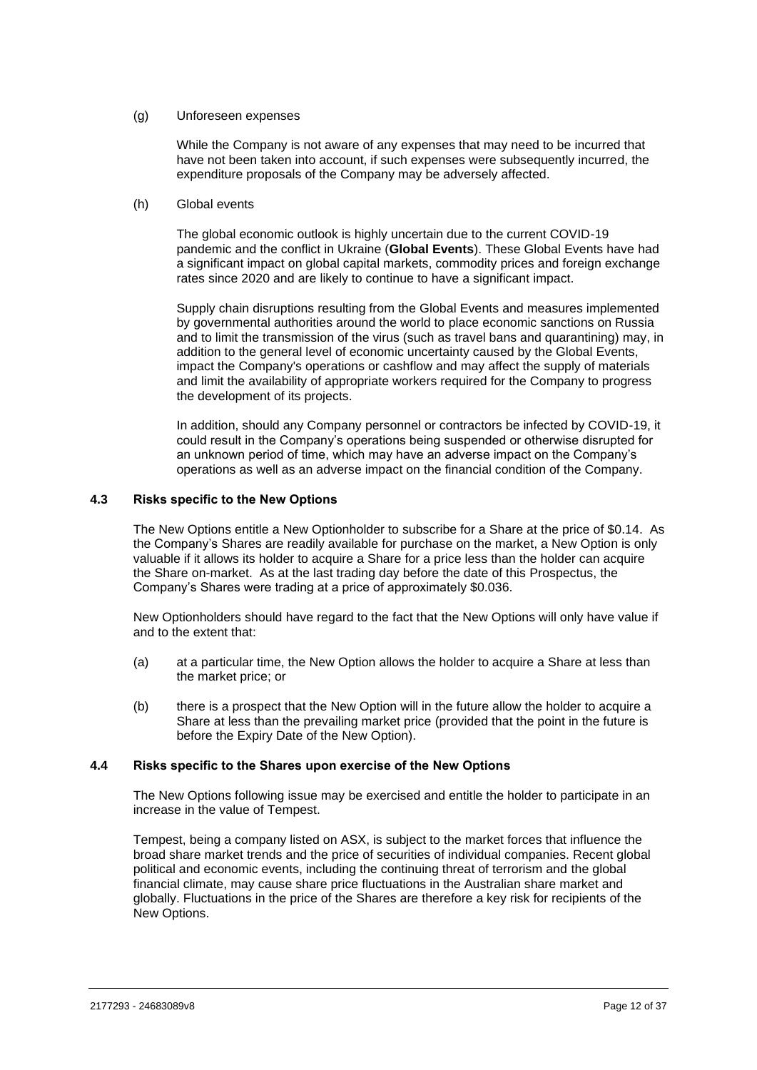(g) Unforeseen expenses

While the Company is not aware of any expenses that may need to be incurred that have not been taken into account, if such expenses were subsequently incurred, the expenditure proposals of the Company may be adversely affected.

(h) Global events

The global economic outlook is highly uncertain due to the current COVID-19 pandemic and the conflict in Ukraine (**Global Events**). These Global Events have had a significant impact on global capital markets, commodity prices and foreign exchange rates since 2020 and are likely to continue to have a significant impact.

Supply chain disruptions resulting from the Global Events and measures implemented by governmental authorities around the world to place economic sanctions on Russia and to limit the transmission of the virus (such as travel bans and quarantining) may, in addition to the general level of economic uncertainty caused by the Global Events, impact the Company's operations or cashflow and may affect the supply of materials and limit the availability of appropriate workers required for the Company to progress the development of its projects.

In addition, should any Company personnel or contractors be infected by COVID-19, it could result in the Company's operations being suspended or otherwise disrupted for an unknown period of time, which may have an adverse impact on the Company's operations as well as an adverse impact on the financial condition of the Company.

### 4.3 Risks specific to the New Options

The New Options entitle a New Optionholder to subscribe for a Share at the price of $0.14. As the Company's Shares are readily available for purchase on the market, a New Option is only valuable if it allows its holder to acquire a Share for a price less than the holder can acquire the Share on-market. As at the last trading day before the date of this Prospectus, the Company's Shares were trading at a price of approximately $0.036.

New Optionholders should have regard to the fact that the New Options will only have value if and to the extent that:

(a) at a particular time, the New Option allows the holder to acquire a Share at less than the market price; or

(b) there is a prospect that the New Option will in the future allow the holder to acquire a Share at less than the prevailing market price (provided that the point in the future is before the Expiry Date of the New Option).

### 4.4 Risks specific to the Shares upon exercise of the New Options

The New Options following issue may be exercised and entitle the holder to participate in an increase in the value of Tempest.

Tempest, being a company listed on ASX, is subject to the market forces that influence the broad share market trends and the price of securities of individual companies. Recent global political and economic events, including the continuing threat of terrorism and the global financial climate, may cause share price fluctuations in the Australian share market and globally. Fluctuations in the price of the Shares are therefore a key risk for recipients of the New Options.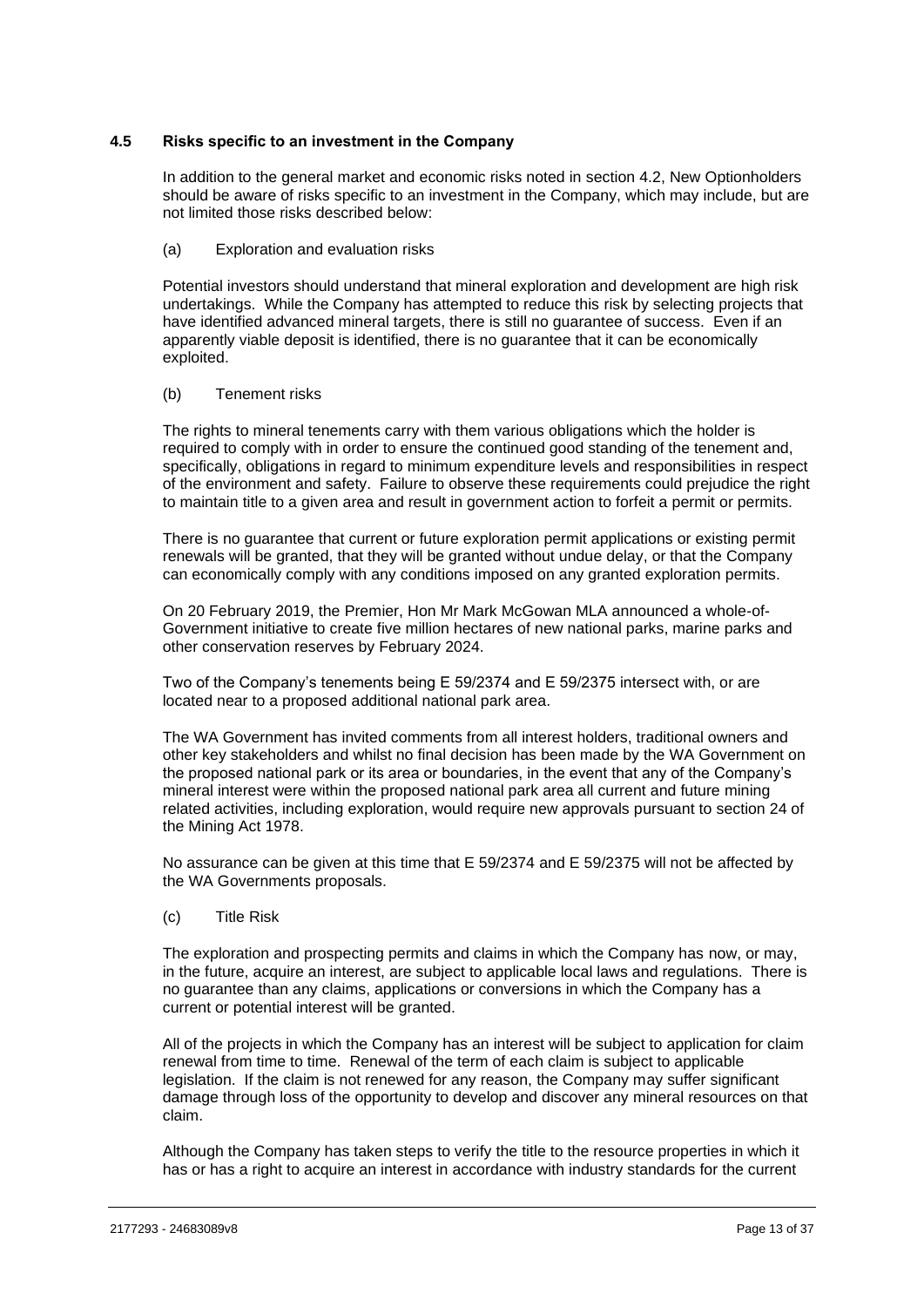### 4.5 Risks specific to an investment in the Company

In addition to the general market and economic risks noted in section 4.2, New Optionholders should be aware of risks specific to an investment in the Company, which may include, but are not limited those risks described below:

(a) Exploration and evaluation risks

Potential investors should understand that mineral exploration and development are high risk undertakings. While the Company has attempted to reduce this risk by selecting projects that have identified advanced mineral targets, there is still no guarantee of success. Even if an apparently viable deposit is identified, there is no guarantee that it can be economically exploited.

(b) Tenement risks

The rights to mineral tenements carry with them various obligations which the holder is required to comply with in order to ensure the continued good standing of the tenement and, specifically, obligations in regard to minimum expenditure levels and responsibilities in respect of the environment and safety. Failure to observe these requirements could prejudice the right to maintain title to a given area and result in government action to forfeit a permit or permits.

There is no guarantee that current or future exploration permit applications or existing permit renewals will be granted, that they will be granted without undue delay, or that the Company can economically comply with any conditions imposed on any granted exploration permits.

On 20 February 2019, the Premier, Hon Mr Mark McGowan MLA announced a whole-of-Government initiative to create five million hectares of new national parks, marine parks and other conservation reserves by February 2024.

Two of the Company's tenements being E 59/2374 and E 59/2375 intersect with, or are located near to a proposed additional national park area.

The WA Government has invited comments from all interest holders, traditional owners and other key stakeholders and whilst no final decision has been made by the WA Government on the proposed national park or its area or boundaries, in the event that any of the Company's mineral interest were within the proposed national park area all current and future mining related activities, including exploration, would require new approvals pursuant to section 24 of the Mining Act 1978.

No assurance can be given at this time that E 59/2374 and E 59/2375 will not be affected by the WA Governments proposals.

(c) Title Risk

The exploration and prospecting permits and claims in which the Company has now, or may, in the future, acquire an interest, are subject to applicable local laws and regulations. There is no guarantee than any claims, applications or conversions in which the Company has a current or potential interest will be granted.

All of the projects in which the Company has an interest will be subject to application for claim renewal from time to time. Renewal of the term of each claim is subject to applicable legislation. If the claim is not renewed for any reason, the Company may suffer significant damage through loss of the opportunity to develop and discover any mineral resources on that claim.

Although the Company has taken steps to verify the title to the resource properties in which it has or has a right to acquire an interest in accordance with industry standards for the current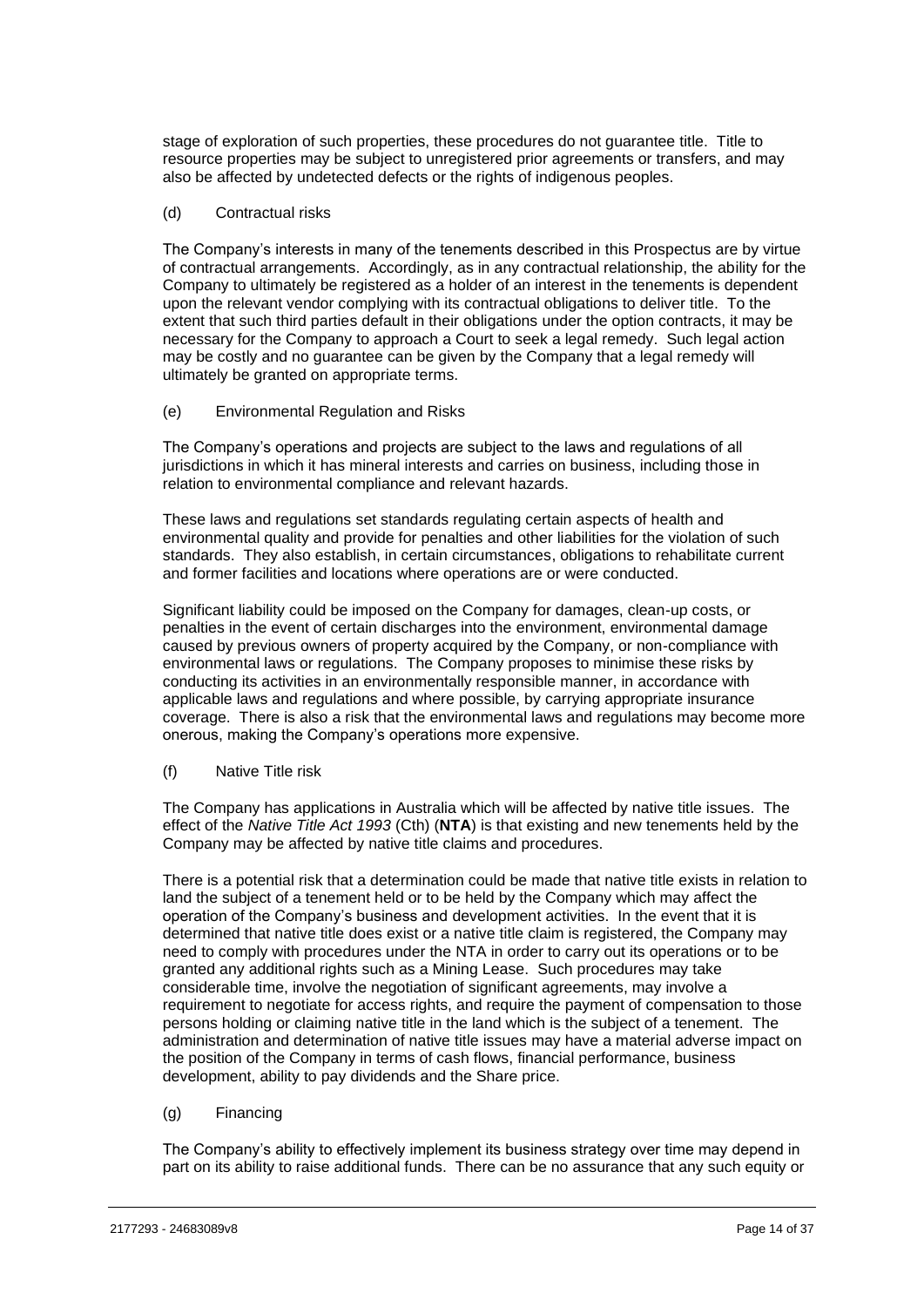stage of exploration of such properties, these procedures do not guarantee title. Title to resource properties may be subject to unregistered prior agreements or transfers, and may also be affected by undetected defects or the rights of indigenous peoples.

(d) Contractual risks

The Company's interests in many of the tenements described in this Prospectus are by virtue of contractual arrangements. Accordingly, as in any contractual relationship, the ability for the Company to ultimately be registered as a holder of an interest in the tenements is dependent upon the relevant vendor complying with its contractual obligations to deliver title. To the extent that such third parties default in their obligations under the option contracts, it may be necessary for the Company to approach a Court to seek a legal remedy. Such legal action may be costly and no guarantee can be given by the Company that a legal remedy will ultimately be granted on appropriate terms.

(e) Environmental Regulation and Risks

The Company's operations and projects are subject to the laws and regulations of all jurisdictions in which it has mineral interests and carries on business, including those in relation to environmental compliance and relevant hazards.

These laws and regulations set standards regulating certain aspects of health and environmental quality and provide for penalties and other liabilities for the violation of such standards. They also establish, in certain circumstances, obligations to rehabilitate current and former facilities and locations where operations are or were conducted.

Significant liability could be imposed on the Company for damages, clean-up costs, or penalties in the event of certain discharges into the environment, environmental damage caused by previous owners of property acquired by the Company, or non-compliance with environmental laws or regulations. The Company proposes to minimise these risks by conducting its activities in an environmentally responsible manner, in accordance with applicable laws and regulations and where possible, by carrying appropriate insurance coverage. There is also a risk that the environmental laws and regulations may become more onerous, making the Company's operations more expensive.

(f) Native Title risk

The Company has applications in Australia which will be affected by native title issues. The effect of the *Native Title Act 1993* (Cth) (**NTA**) is that existing and new tenements held by the Company may be affected by native title claims and procedures.

There is a potential risk that a determination could be made that native title exists in relation to land the subject of a tenement held or to be held by the Company which may affect the operation of the Company's business and development activities. In the event that it is determined that native title does exist or a native title claim is registered, the Company may need to comply with procedures under the NTA in order to carry out its operations or to be granted any additional rights such as a Mining Lease. Such procedures may take considerable time, involve the negotiation of significant agreements, may involve a requirement to negotiate for access rights, and require the payment of compensation to those persons holding or claiming native title in the land which is the subject of a tenement. The administration and determination of native title issues may have a material adverse impact on the position of the Company in terms of cash flows, financial performance, business development, ability to pay dividends and the Share price.

(g) Financing

The Company's ability to effectively implement its business strategy over time may depend in part on its ability to raise additional funds. There can be no assurance that any such equity or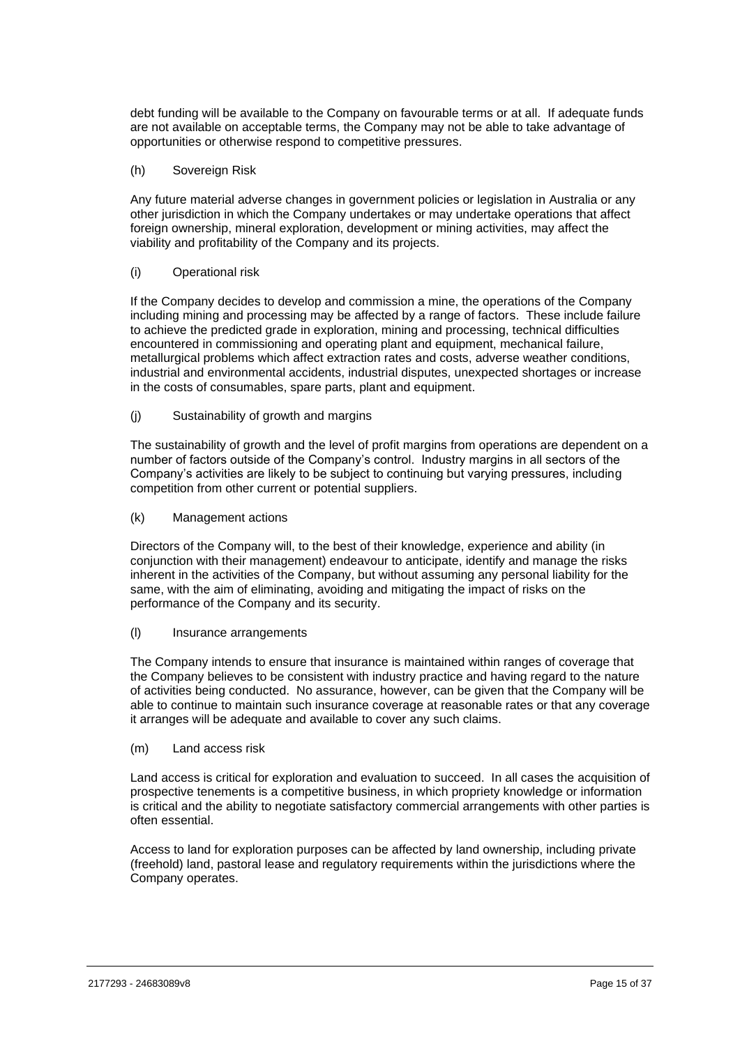debt funding will be available to the Company on favourable terms or at all. If adequate funds are not available on acceptable terms, the Company may not be able to take advantage of opportunities or otherwise respond to competitive pressures.

(h) Sovereign Risk

Any future material adverse changes in government policies or legislation in Australia or any other jurisdiction in which the Company undertakes or may undertake operations that affect foreign ownership, mineral exploration, development or mining activities, may affect the viability and profitability of the Company and its projects.

(i) Operational risk

If the Company decides to develop and commission a mine, the operations of the Company including mining and processing may be affected by a range of factors. These include failure to achieve the predicted grade in exploration, mining and processing, technical difficulties encountered in commissioning and operating plant and equipment, mechanical failure, metallurgical problems which affect extraction rates and costs, adverse weather conditions, industrial and environmental accidents, industrial disputes, unexpected shortages or increase in the costs of consumables, spare parts, plant and equipment.

(j) Sustainability of growth and margins

The sustainability of growth and the level of profit margins from operations are dependent on a number of factors outside of the Company's control. Industry margins in all sectors of the Company's activities are likely to be subject to continuing but varying pressures, including competition from other current or potential suppliers.

(k) Management actions

Directors of the Company will, to the best of their knowledge, experience and ability (in conjunction with their management) endeavour to anticipate, identify and manage the risks inherent in the activities of the Company, but without assuming any personal liability for the same, with the aim of eliminating, avoiding and mitigating the impact of risks on the performance of the Company and its security.

(l) Insurance arrangements

The Company intends to ensure that insurance is maintained within ranges of coverage that the Company believes to be consistent with industry practice and having regard to the nature of activities being conducted. No assurance, however, can be given that the Company will be able to continue to maintain such insurance coverage at reasonable rates or that any coverage it arranges will be adequate and available to cover any such claims.

(m) Land access risk

Land access is critical for exploration and evaluation to succeed. In all cases the acquisition of prospective tenements is a competitive business, in which propriety knowledge or information is critical and the ability to negotiate satisfactory commercial arrangements with other parties is often essential.

Access to land for exploration purposes can be affected by land ownership, including private (freehold) land, pastoral lease and regulatory requirements within the jurisdictions where the Company operates.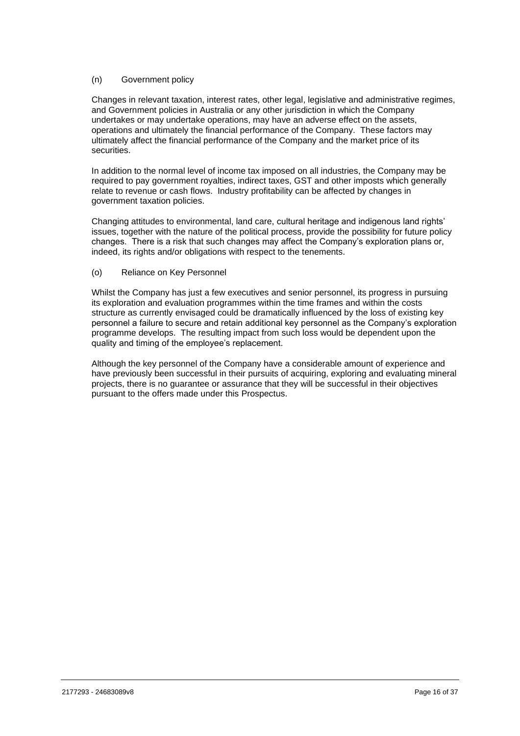(n) Government policy

Changes in relevant taxation, interest rates, other legal, legislative and administrative regimes, and Government policies in Australia or any other jurisdiction in which the Company undertakes or may undertake operations, may have an adverse effect on the assets, operations and ultimately the financial performance of the Company. These factors may ultimately affect the financial performance of the Company and the market price of its securities.

In addition to the normal level of income tax imposed on all industries, the Company may be required to pay government royalties, indirect taxes, GST and other imposts which generally relate to revenue or cash flows. Industry profitability can be affected by changes in government taxation policies.

Changing attitudes to environmental, land care, cultural heritage and indigenous land rights' issues, together with the nature of the political process, provide the possibility for future policy changes. There is a risk that such changes may affect the Company's exploration plans or, indeed, its rights and/or obligations with respect to the tenements.

(o) Reliance on Key Personnel

Whilst the Company has just a few executives and senior personnel, its progress in pursuing its exploration and evaluation programmes within the time frames and within the costs structure as currently envisaged could be dramatically influenced by the loss of existing key personnel a failure to secure and retain additional key personnel as the Company's exploration programme develops. The resulting impact from such loss would be dependent upon the quality and timing of the employee's replacement.

Although the key personnel of the Company have a considerable amount of experience and have previously been successful in their pursuits of acquiring, exploring and evaluating mineral projects, there is no guarantee or assurance that they will be successful in their objectives pursuant to the offers made under this Prospectus.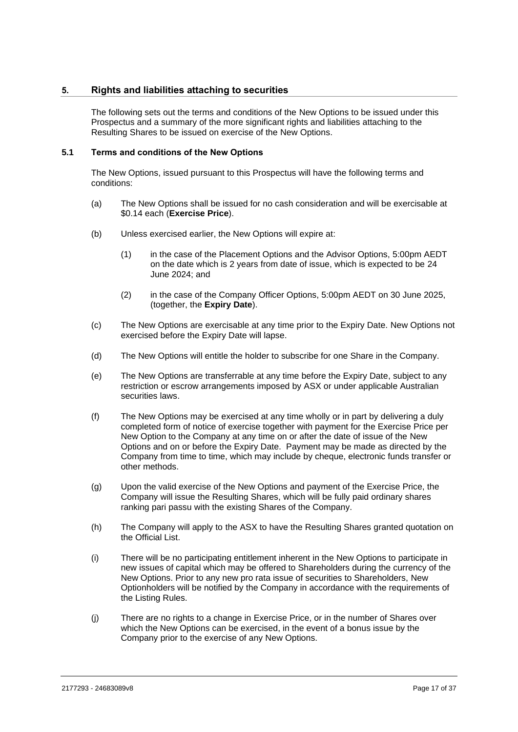## 5. Rights and liabilities attaching to securities

The following sets out the terms and conditions of the New Options to be issued under this Prospectus and a summary of the more significant rights and liabilities attaching to the Resulting Shares to be issued on exercise of the New Options.

### 5.1 Terms and conditions of the New Options

The New Options, issued pursuant to this Prospectus will have the following terms and conditions:

(a) The New Options shall be issued for no cash consideration and will be exercisable at $0.14 each (**Exercise Price**).

(b) Unless exercised earlier, the New Options will expire at:

(1) in the case of the Placement Options and the Advisor Options, 5:00pm AEDT on the date which is 2 years from date of issue, which is expected to be 24 June 2024; and

(2) in the case of the Company Officer Options, 5:00pm AEDT on 30 June 2025, (together, the **Expiry Date**).

(c) The New Options are exercisable at any time prior to the Expiry Date. New Options not exercised before the Expiry Date will lapse.

(d) The New Options will entitle the holder to subscribe for one Share in the Company.

(e) The New Options are transferrable at any time before the Expiry Date, subject to any restriction or escrow arrangements imposed by ASX or under applicable Australian securities laws.

(f) The New Options may be exercised at any time wholly or in part by delivering a duly completed form of notice of exercise together with payment for the Exercise Price per New Option to the Company at any time on or after the date of issue of the New Options and on or before the Expiry Date. Payment may be made as directed by the Company from time to time, which may include by cheque, electronic funds transfer or other methods.

(g) Upon the valid exercise of the New Options and payment of the Exercise Price, the Company will issue the Resulting Shares, which will be fully paid ordinary shares ranking pari passu with the existing Shares of the Company.

(h) The Company will apply to the ASX to have the Resulting Shares granted quotation on the Official List.

(i) There will be no participating entitlement inherent in the New Options to participate in new issues of capital which may be offered to Shareholders during the currency of the New Options. Prior to any new pro rata issue of securities to Shareholders, New Optionholders will be notified by the Company in accordance with the requirements of the Listing Rules.

(j) There are no rights to a change in Exercise Price, or in the number of Shares over which the New Options can be exercised, in the event of a bonus issue by the Company prior to the exercise of any New Options.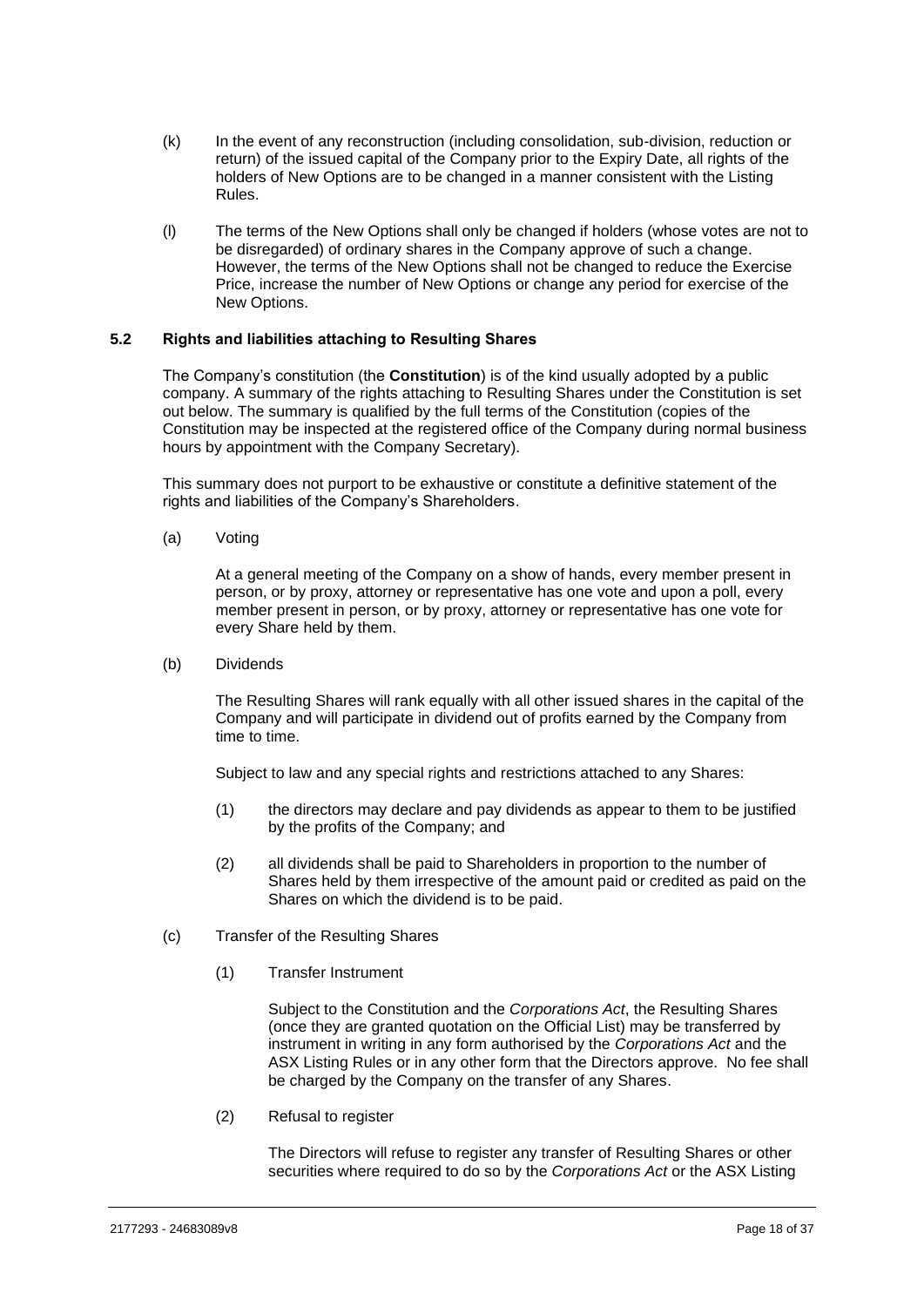(k) In the event of any reconstruction (including consolidation, sub-division, reduction or return) of the issued capital of the Company prior to the Expiry Date, all rights of the holders of New Options are to be changed in a manner consistent with the Listing Rules.

(l) The terms of the New Options shall only be changed if holders (whose votes are not to be disregarded) of ordinary shares in the Company approve of such a change. However, the terms of the New Options shall not be changed to reduce the Exercise Price, increase the number of New Options or change any period for exercise of the New Options.

### 5.2 Rights and liabilities attaching to Resulting Shares

The Company's constitution (the **Constitution**) is of the kind usually adopted by a public company. A summary of the rights attaching to Resulting Shares under the Constitution is set out below. The summary is qualified by the full terms of the Constitution (copies of the Constitution may be inspected at the registered office of the Company during normal business hours by appointment with the Company Secretary).

This summary does not purport to be exhaustive or constitute a definitive statement of the rights and liabilities of the Company's Shareholders.

(a) Voting

At a general meeting of the Company on a show of hands, every member present in person, or by proxy, attorney or representative has one vote and upon a poll, every member present in person, or by proxy, attorney or representative has one vote for every Share held by them.

(b) Dividends

The Resulting Shares will rank equally with all other issued shares in the capital of the Company and will participate in dividend out of profits earned by the Company from time to time.

Subject to law and any special rights and restrictions attached to any Shares:

(1) the directors may declare and pay dividends as appear to them to be justified by the profits of the Company; and

(2) all dividends shall be paid to Shareholders in proportion to the number of Shares held by them irrespective of the amount paid or credited as paid on the Shares on which the dividend is to be paid.

(c) Transfer of the Resulting Shares

(1) Transfer Instrument

Subject to the Constitution and the *Corporations Act*, the Resulting Shares (once they are granted quotation on the Official List) may be transferred by instrument in writing in any form authorised by the *Corporations Act* and the ASX Listing Rules or in any other form that the Directors approve. No fee shall be charged by the Company on the transfer of any Shares.

(2) Refusal to register

The Directors will refuse to register any transfer of Resulting Shares or other securities where required to do so by the *Corporations Act* or the ASX Listing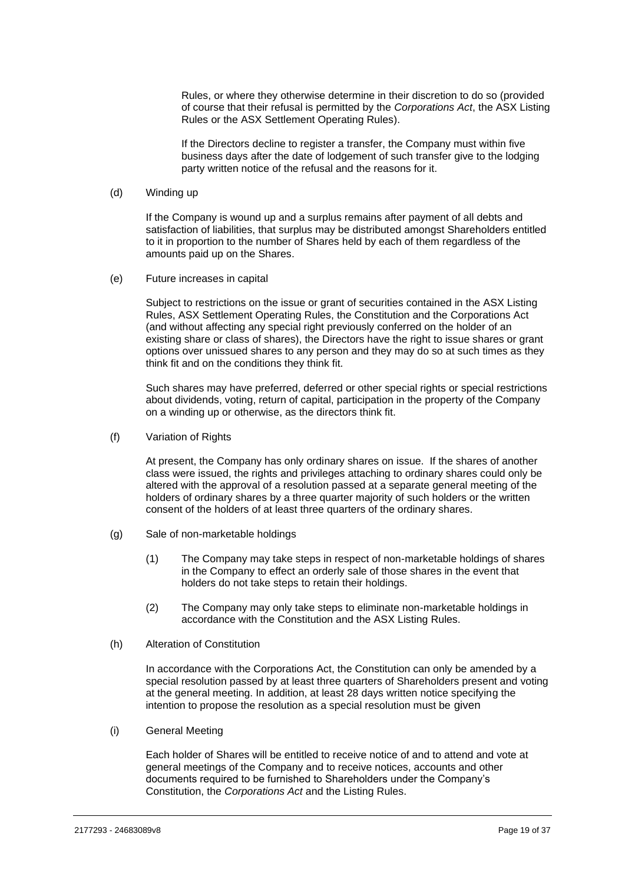Rules, or where they otherwise determine in their discretion to do so (provided of course that their refusal is permitted by the *Corporations Act*, the ASX Listing Rules or the ASX Settlement Operating Rules).

If the Directors decline to register a transfer, the Company must within five business days after the date of lodgement of such transfer give to the lodging party written notice of the refusal and the reasons for it.

(d) Winding up

If the Company is wound up and a surplus remains after payment of all debts and satisfaction of liabilities, that surplus may be distributed amongst Shareholders entitled to it in proportion to the number of Shares held by each of them regardless of the amounts paid up on the Shares.

(e) Future increases in capital

Subject to restrictions on the issue or grant of securities contained in the ASX Listing Rules, ASX Settlement Operating Rules, the Constitution and the Corporations Act (and without affecting any special right previously conferred on the holder of an existing share or class of shares), the Directors have the right to issue shares or grant options over unissued shares to any person and they may do so at such times as they think fit and on the conditions they think fit.

Such shares may have preferred, deferred or other special rights or special restrictions about dividends, voting, return of capital, participation in the property of the Company on a winding up or otherwise, as the directors think fit.

(f) Variation of Rights

At present, the Company has only ordinary shares on issue. If the shares of another class were issued, the rights and privileges attaching to ordinary shares could only be altered with the approval of a resolution passed at a separate general meeting of the holders of ordinary shares by a three quarter majority of such holders or the written consent of the holders of at least three quarters of the ordinary shares.

(g) Sale of non-marketable holdings

(1) The Company may take steps in respect of non-marketable holdings of shares in the Company to effect an orderly sale of those shares in the event that holders do not take steps to retain their holdings.

(2) The Company may only take steps to eliminate non-marketable holdings in accordance with the Constitution and the ASX Listing Rules.

(h) Alteration of Constitution

In accordance with the Corporations Act, the Constitution can only be amended by a special resolution passed by at least three quarters of Shareholders present and voting at the general meeting. In addition, at least 28 days written notice specifying the intention to propose the resolution as a special resolution must be given

(i) General Meeting

Each holder of Shares will be entitled to receive notice of and to attend and vote at general meetings of the Company and to receive notices, accounts and other documents required to be furnished to Shareholders under the Company's Constitution, the *Corporations Act* and the Listing Rules.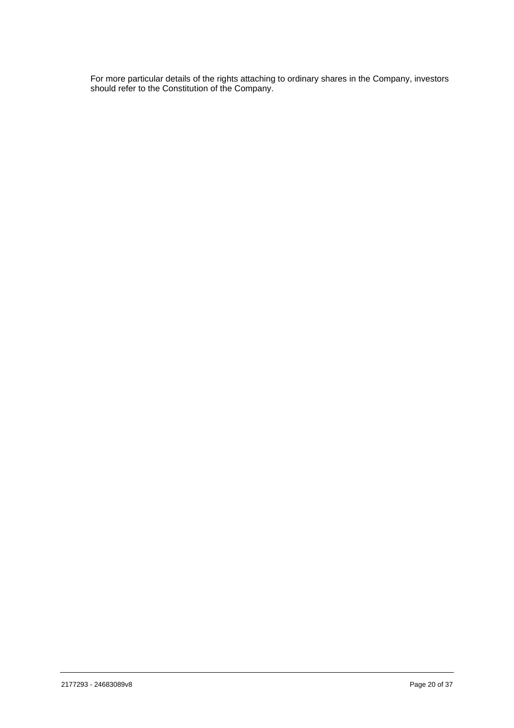For more particular details of the rights attaching to ordinary shares in the Company, investors should refer to the Constitution of the Company.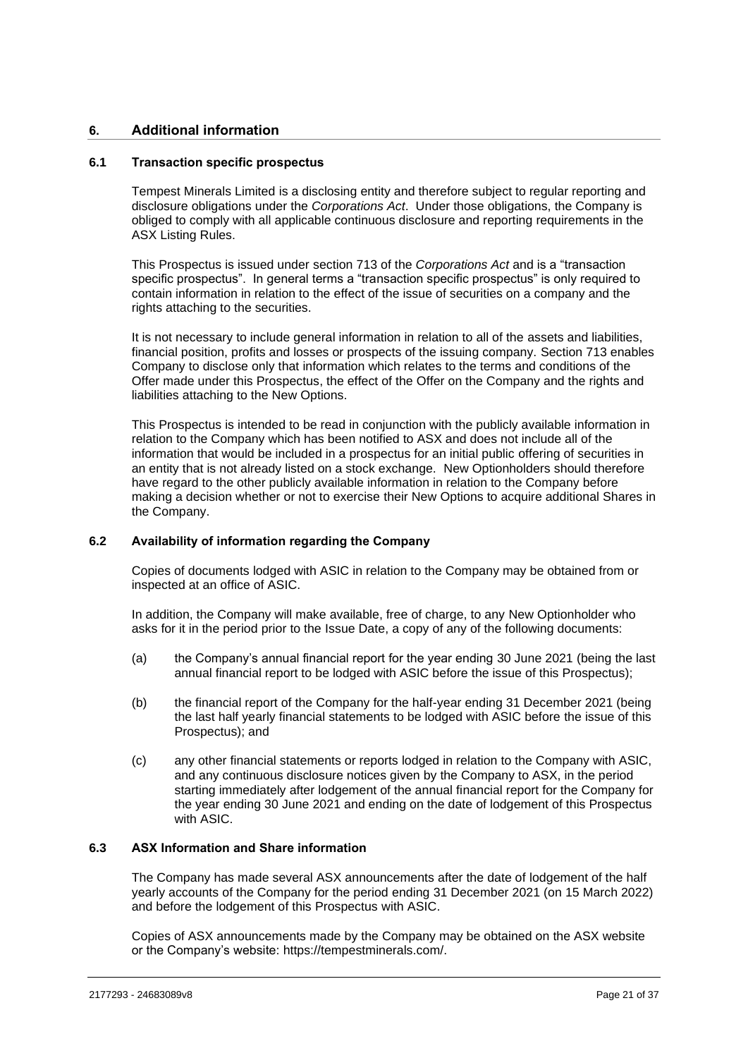## 6. Additional information

### 6.1 Transaction specific prospectus

Tempest Minerals Limited is a disclosing entity and therefore subject to regular reporting and disclosure obligations under the *Corporations Act*. Under those obligations, the Company is obliged to comply with all applicable continuous disclosure and reporting requirements in the ASX Listing Rules.

This Prospectus is issued under section 713 of the *Corporations Act* and is a "transaction specific prospectus". In general terms a "transaction specific prospectus" is only required to contain information in relation to the effect of the issue of securities on a company and the rights attaching to the securities.

It is not necessary to include general information in relation to all of the assets and liabilities, financial position, profits and losses or prospects of the issuing company. Section 713 enables Company to disclose only that information which relates to the terms and conditions of the Offer made under this Prospectus, the effect of the Offer on the Company and the rights and liabilities attaching to the New Options.

This Prospectus is intended to be read in conjunction with the publicly available information in relation to the Company which has been notified to ASX and does not include all of the information that would be included in a prospectus for an initial public offering of securities in an entity that is not already listed on a stock exchange. New Optionholders should therefore have regard to the other publicly available information in relation to the Company before making a decision whether or not to exercise their New Options to acquire additional Shares in the Company.

### 6.2 Availability of information regarding the Company

Copies of documents lodged with ASIC in relation to the Company may be obtained from or inspected at an office of ASIC.

In addition, the Company will make available, free of charge, to any New Optionholder who asks for it in the period prior to the Issue Date, a copy of any of the following documents:

(a) the Company's annual financial report for the year ending 30 June 2021 (being the last annual financial report to be lodged with ASIC before the issue of this Prospectus);

(b) the financial report of the Company for the half-year ending 31 December 2021 (being the last half yearly financial statements to be lodged with ASIC before the issue of this Prospectus); and

(c) any other financial statements or reports lodged in relation to the Company with ASIC, and any continuous disclosure notices given by the Company to ASX, in the period starting immediately after lodgement of the annual financial report for the Company for the year ending 30 June 2021 and ending on the date of lodgement of this Prospectus with ASIC.

### 6.3 ASX Information and Share information

The Company has made several ASX announcements after the date of lodgement of the half yearly accounts of the Company for the period ending 31 December 2021 (on 15 March 2022) and before the lodgement of this Prospectus with ASIC.

Copies of ASX announcements made by the Company may be obtained on the ASX website or the Company's website: https://tempestminerals.com/.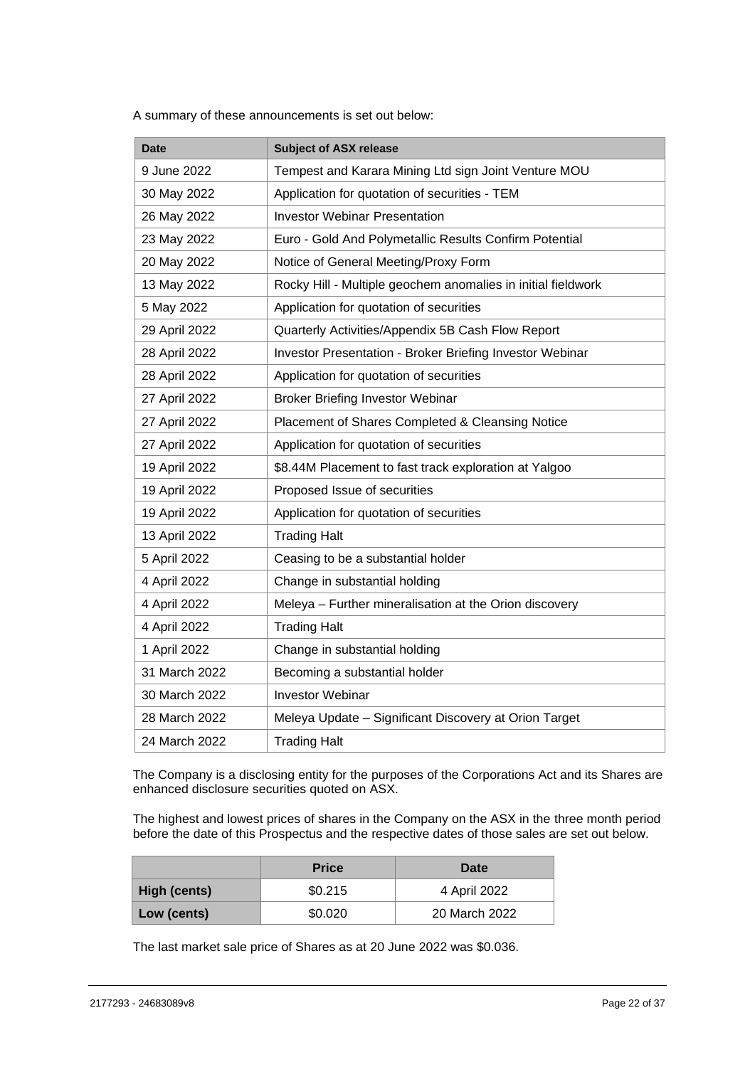A summary of these announcements is set out below:

| Date | Subject of ASX release |
|---|---|
| 9 June 2022 | Tempest and Karara Mining Ltd sign Joint Venture MOU |
| 30 May 2022 | Application for quotation of securities - TEM |
| 26 May 2022 | Investor Webinar Presentation |
| 23 May 2022 | Euro - Gold And Polymetallic Results Confirm Potential |
| 20 May 2022 | Notice of General Meeting/Proxy Form |
| 13 May 2022 | Rocky Hill - Multiple geochem anomalies in initial fieldwork |
| 5 May 2022 | Application for quotation of securities |
| 29 April 2022 | Quarterly Activities/Appendix 5B Cash Flow Report |
| 28 April 2022 | Investor Presentation - Broker Briefing Investor Webinar |
| 28 April 2022 | Application for quotation of securities |
| 27 April 2022 | Broker Briefing Investor Webinar |
| 27 April 2022 | Placement of Shares Completed & Cleansing Notice |
| 27 April 2022 | Application for quotation of securities |
| 19 April 2022 | $8.44M Placement to fast track exploration at Yalgoo |
| 19 April 2022 | Proposed Issue of securities |
| 19 April 2022 | Application for quotation of securities |
| 13 April 2022 | Trading Halt |
| 5 April 2022 | Ceasing to be a substantial holder |
| 4 April 2022 | Change in substantial holding |
| 4 April 2022 | Meleya – Further mineralisation at the Orion discovery |
| 4 April 2022 | Trading Halt |
| 1 April 2022 | Change in substantial holding |
| 31 March 2022 | Becoming a substantial holder |
| 30 March 2022 | Investor Webinar |
| 28 March 2022 | Meleya Update – Significant Discovery at Orion Target |
| 24 March 2022 | Trading Halt |

The Company is a disclosing entity for the purposes of the Corporations Act and its Shares are enhanced disclosure securities quoted on ASX.

The highest and lowest prices of shares in the Company on the ASX in the three month period before the date of this Prospectus and the respective dates of those sales are set out below.

| | Price | Date |
|---|---|---|
| **High (cents)** | $0.215 | 4 April 2022 |
| **Low (cents)** | $0.020 | 20 March 2022 |

The last market sale price of Shares as at 20 June 2022 was $0.036.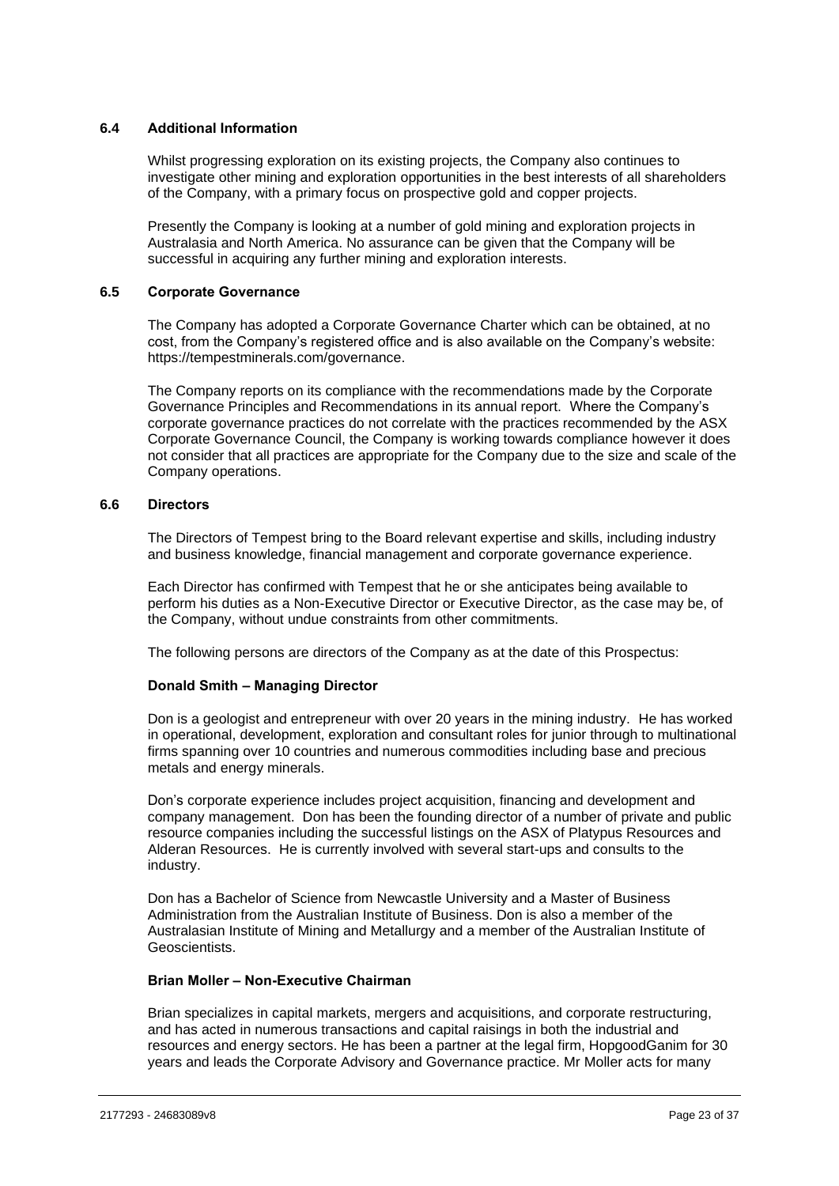### 6.4 Additional Information

Whilst progressing exploration on its existing projects, the Company also continues to investigate other mining and exploration opportunities in the best interests of all shareholders of the Company, with a primary focus on prospective gold and copper projects.

Presently the Company is looking at a number of gold mining and exploration projects in Australasia and North America. No assurance can be given that the Company will be successful in acquiring any further mining and exploration interests.

### 6.5 Corporate Governance

The Company has adopted a Corporate Governance Charter which can be obtained, at no cost, from the Company's registered office and is also available on the Company's website: https://tempestminerals.com/governance.

The Company reports on its compliance with the recommendations made by the Corporate Governance Principles and Recommendations in its annual report. Where the Company's corporate governance practices do not correlate with the practices recommended by the ASX Corporate Governance Council, the Company is working towards compliance however it does not consider that all practices are appropriate for the Company due to the size and scale of the Company operations.

### 6.6 Directors

The Directors of Tempest bring to the Board relevant expertise and skills, including industry and business knowledge, financial management and corporate governance experience.

Each Director has confirmed with Tempest that he or she anticipates being available to perform his duties as a Non-Executive Director or Executive Director, as the case may be, of the Company, without undue constraints from other commitments.

The following persons are directors of the Company as at the date of this Prospectus:

**Donald Smith – Managing Director**

Don is a geologist and entrepreneur with over 20 years in the mining industry. He has worked in operational, development, exploration and consultant roles for junior through to multinational firms spanning over 10 countries and numerous commodities including base and precious metals and energy minerals.

Don's corporate experience includes project acquisition, financing and development and company management. Don has been the founding director of a number of private and public resource companies including the successful listings on the ASX of Platypus Resources and Alderan Resources. He is currently involved with several start-ups and consults to the industry.

Don has a Bachelor of Science from Newcastle University and a Master of Business Administration from the Australian Institute of Business. Don is also a member of the Australasian Institute of Mining and Metallurgy and a member of the Australian Institute of Geoscientists.

**Brian Moller – Non-Executive Chairman**

Brian specializes in capital markets, mergers and acquisitions, and corporate restructuring, and has acted in numerous transactions and capital raisings in both the industrial and resources and energy sectors. He has been a partner at the legal firm, HopgoodGanim for 30 years and leads the Corporate Advisory and Governance practice. Mr Moller acts for many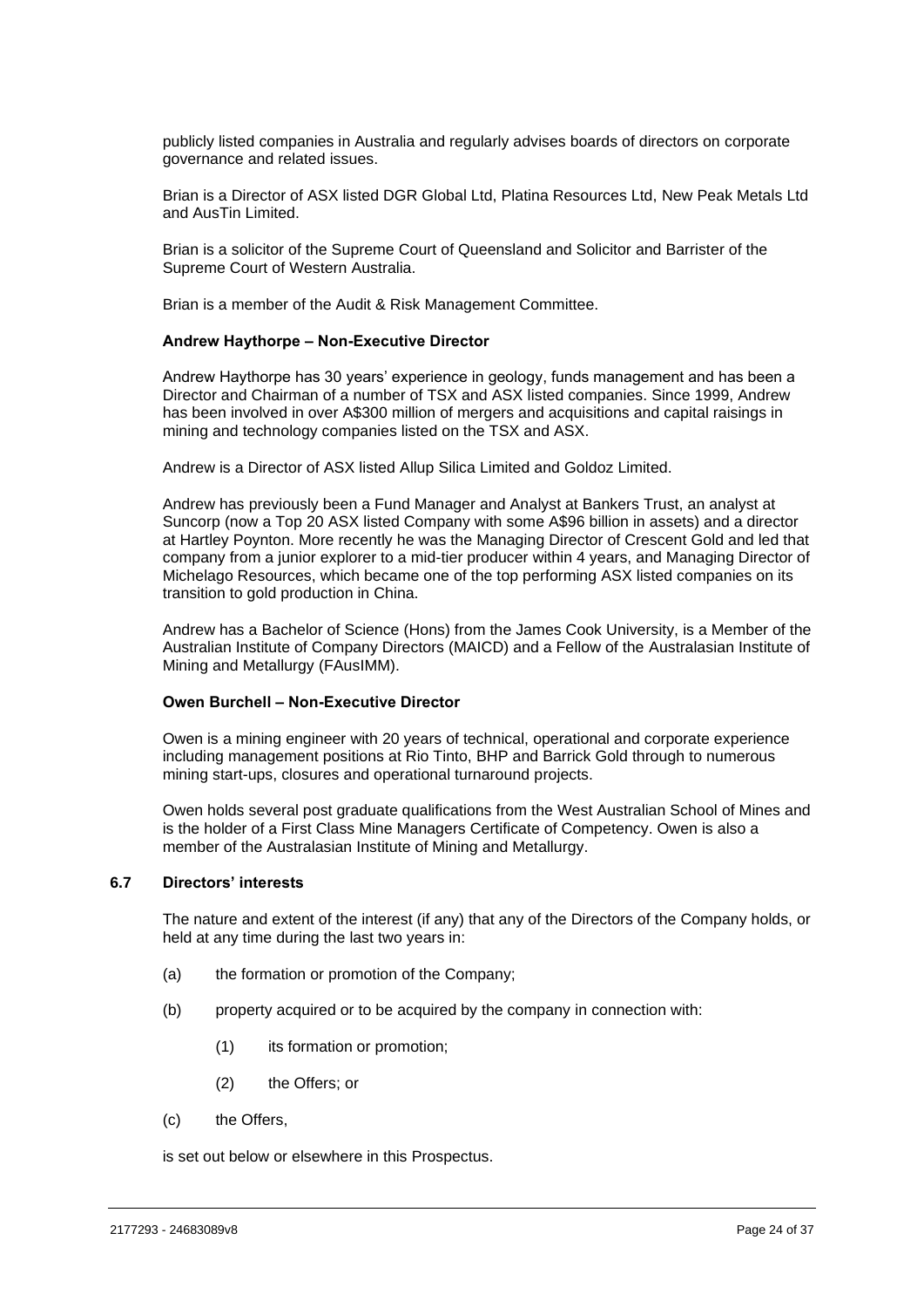publicly listed companies in Australia and regularly advises boards of directors on corporate governance and related issues.

Brian is a Director of ASX listed DGR Global Ltd, Platina Resources Ltd, New Peak Metals Ltd and AusTin Limited.

Brian is a solicitor of the Supreme Court of Queensland and Solicitor and Barrister of the Supreme Court of Western Australia.

Brian is a member of the Audit & Risk Management Committee.

**Andrew Haythorpe – Non-Executive Director**

Andrew Haythorpe has 30 years' experience in geology, funds management and has been a Director and Chairman of a number of TSX and ASX listed companies. Since 1999, Andrew has been involved in over A$300 million of mergers and acquisitions and capital raisings in mining and technology companies listed on the TSX and ASX.

Andrew is a Director of ASX listed Allup Silica Limited and Goldoz Limited.

Andrew has previously been a Fund Manager and Analyst at Bankers Trust, an analyst at Suncorp (now a Top 20 ASX listed Company with some A$96 billion in assets) and a director at Hartley Poynton. More recently he was the Managing Director of Crescent Gold and led that company from a junior explorer to a mid-tier producer within 4 years, and Managing Director of Michelago Resources, which became one of the top performing ASX listed companies on its transition to gold production in China.

Andrew has a Bachelor of Science (Hons) from the James Cook University, is a Member of the Australian Institute of Company Directors (MAICD) and a Fellow of the Australasian Institute of Mining and Metallurgy (FAusIMM).

**Owen Burchell – Non-Executive Director**

Owen is a mining engineer with 20 years of technical, operational and corporate experience including management positions at Rio Tinto, BHP and Barrick Gold through to numerous mining start-ups, closures and operational turnaround projects.

Owen holds several post graduate qualifications from the West Australian School of Mines and is the holder of a First Class Mine Managers Certificate of Competency. Owen is also a member of the Australasian Institute of Mining and Metallurgy.

### 6.7 Directors' interests

The nature and extent of the interest (if any) that any of the Directors of the Company holds, or held at any time during the last two years in:

(a) the formation or promotion of the Company;

(b) property acquired or to be acquired by the company in connection with:

  (1) its formation or promotion;

  (2) the Offers; or

(c) the Offers,

is set out below or elsewhere in this Prospectus.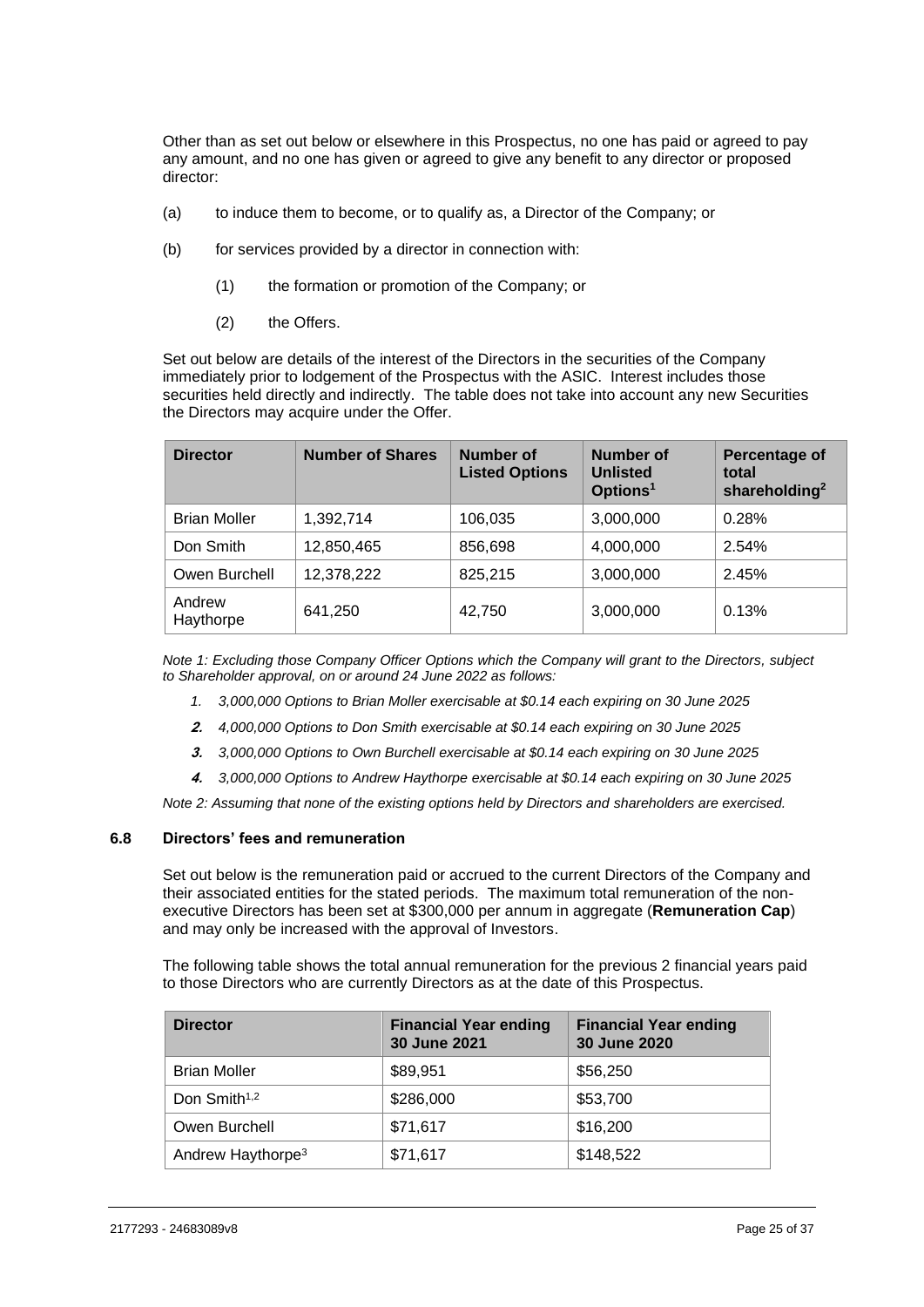Other than as set out below or elsewhere in this Prospectus, no one has paid or agreed to pay any amount, and no one has given or agreed to give any benefit to any director or proposed director:

(a) to induce them to become, or to qualify as, a Director of the Company; or

(b) for services provided by a director in connection with:

  (1) the formation or promotion of the Company; or

  (2) the Offers.

Set out below are details of the interest of the Directors in the securities of the Company immediately prior to lodgement of the Prospectus with the ASIC. Interest includes those securities held directly and indirectly. The table does not take into account any new Securities the Directors may acquire under the Offer.

| Director | Number of Shares | Number of Listed Options | Number of Unlisted Options[1] | Percentage of total shareholding[2] |
|---|---|---|---|---|
| Brian Moller | 1,392,714 | 106,035 | 3,000,000 | 0.28% |
| Don Smith | 12,850,465 | 856,698 | 4,000,000 | 2.54% |
| Owen Burchell | 12,378,222 | 825,215 | 3,000,000 | 2.45% |
| Andrew Haythorpe | 641,250 | 42,750 | 3,000,000 | 0.13% |

*Note 1: Excluding those Company Officer Options which the Company will grant to the Directors, subject to Shareholder approval, on or around 24 June 2022 as follows:*

1. *3,000,000 Options to Brian Moller exercisable at $0.14 each expiring on 30 June 2025*
2. *4,000,000 Options to Don Smith exercisable at $0.14 each expiring on 30 June 2025*
3. *3,000,000 Options to Own Burchell exercisable at $0.14 each expiring on 30 June 2025*
4. *3,000,000 Options to Andrew Haythorpe exercisable at $0.14 each expiring on 30 June 2025*

*Note 2: Assuming that none of the existing options held by Directors and shareholders are exercised.*

### 6.8 Directors' fees and remuneration

Set out below is the remuneration paid or accrued to the current Directors of the Company and their associated entities for the stated periods. The maximum total remuneration of the non-executive Directors has been set at $300,000 per annum in aggregate (**Remuneration Cap**) and may only be increased with the approval of Investors.

The following table shows the total annual remuneration for the previous 2 financial years paid to those Directors who are currently Directors as at the date of this Prospectus.

| Director | Financial Year ending 30 June 2021 | Financial Year ending 30 June 2020 |
|---|---|---|
| Brian Moller | $89,951 | $56,250 |
| Don Smith[1,2] | $286,000 | $53,700 |
| Owen Burchell | $71,617 | $16,200 |
| Andrew Haythorpe[3] | $71,617 | $148,522 |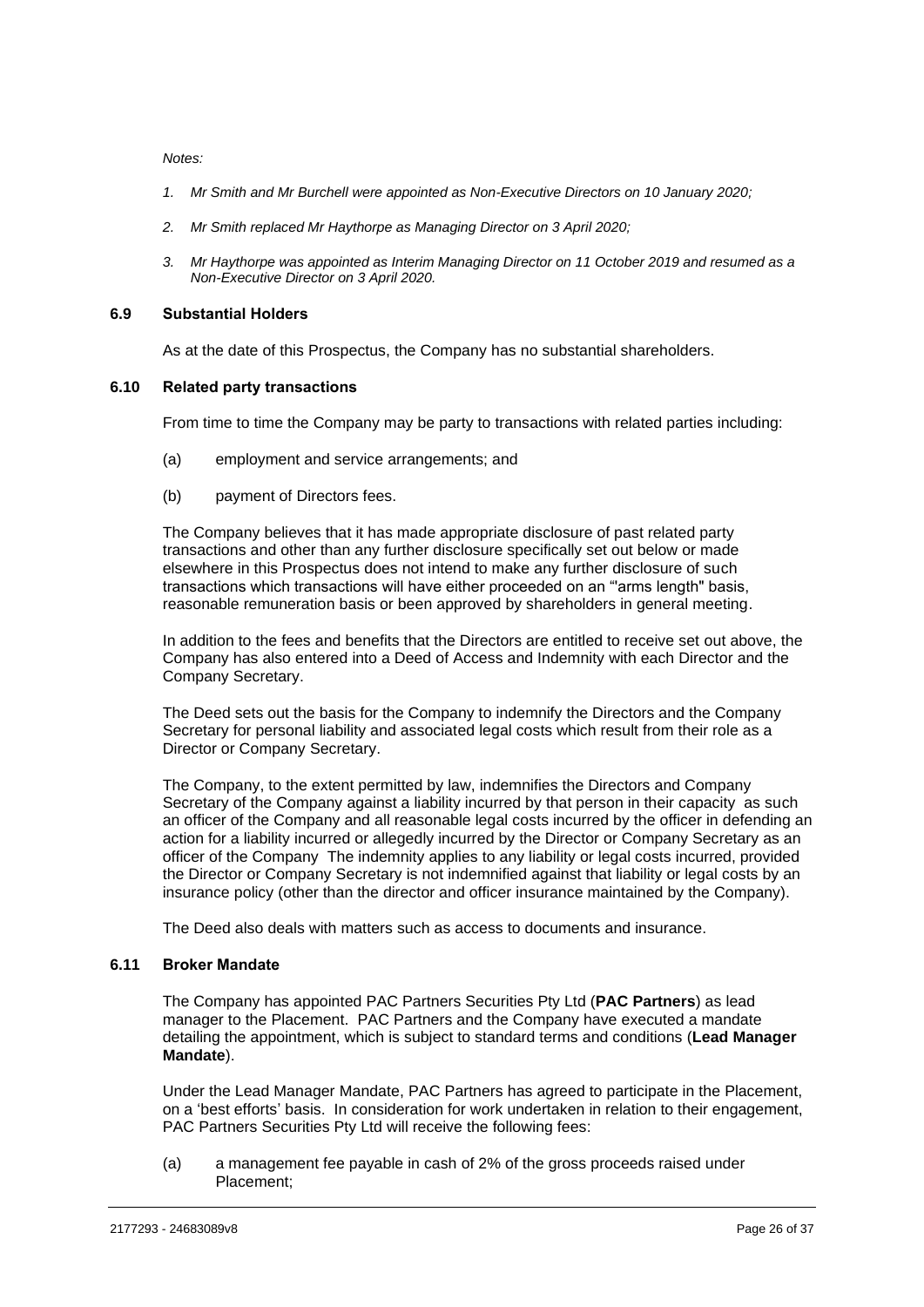*Notes:*

1. *Mr Smith and Mr Burchell were appointed as Non-Executive Directors on 10 January 2020;*
2. *Mr Smith replaced Mr Haythorpe as Managing Director on 3 April 2020;*
3. *Mr Haythorpe was appointed as Interim Managing Director on 11 October 2019 and resumed as a Non-Executive Director on 3 April 2020.*

## 6.9 Substantial Holders

As at the date of this Prospectus, the Company has no substantial shareholders.

## 6.10 Related party transactions

From time to time the Company may be party to transactions with related parties including:

(a) employment and service arrangements; and

(b) payment of Directors fees.

The Company believes that it has made appropriate disclosure of past related party transactions and other than any further disclosure specifically set out below or made elsewhere in this Prospectus does not intend to make any further disclosure of such transactions which transactions will have either proceeded on an "'arms length" basis, reasonable remuneration basis or been approved by shareholders in general meeting.

In addition to the fees and benefits that the Directors are entitled to receive set out above, the Company has also entered into a Deed of Access and Indemnity with each Director and the Company Secretary.

The Deed sets out the basis for the Company to indemnify the Directors and the Company Secretary for personal liability and associated legal costs which result from their role as a Director or Company Secretary.

The Company, to the extent permitted by law, indemnifies the Directors and Company Secretary of the Company against a liability incurred by that person in their capacity as such an officer of the Company and all reasonable legal costs incurred by the officer in defending an action for a liability incurred or allegedly incurred by the Director or Company Secretary as an officer of the Company The indemnity applies to any liability or legal costs incurred, provided the Director or Company Secretary is not indemnified against that liability or legal costs by an insurance policy (other than the director and officer insurance maintained by the Company).

The Deed also deals with matters such as access to documents and insurance.

## 6.11 Broker Mandate

The Company has appointed PAC Partners Securities Pty Ltd (**PAC Partners**) as lead manager to the Placement. PAC Partners and the Company have executed a mandate detailing the appointment, which is subject to standard terms and conditions (**Lead Manager Mandate**).

Under the Lead Manager Mandate, PAC Partners has agreed to participate in the Placement, on a 'best efforts' basis. In consideration for work undertaken in relation to their engagement, PAC Partners Securities Pty Ltd will receive the following fees:

(a) a management fee payable in cash of 2% of the gross proceeds raised under Placement;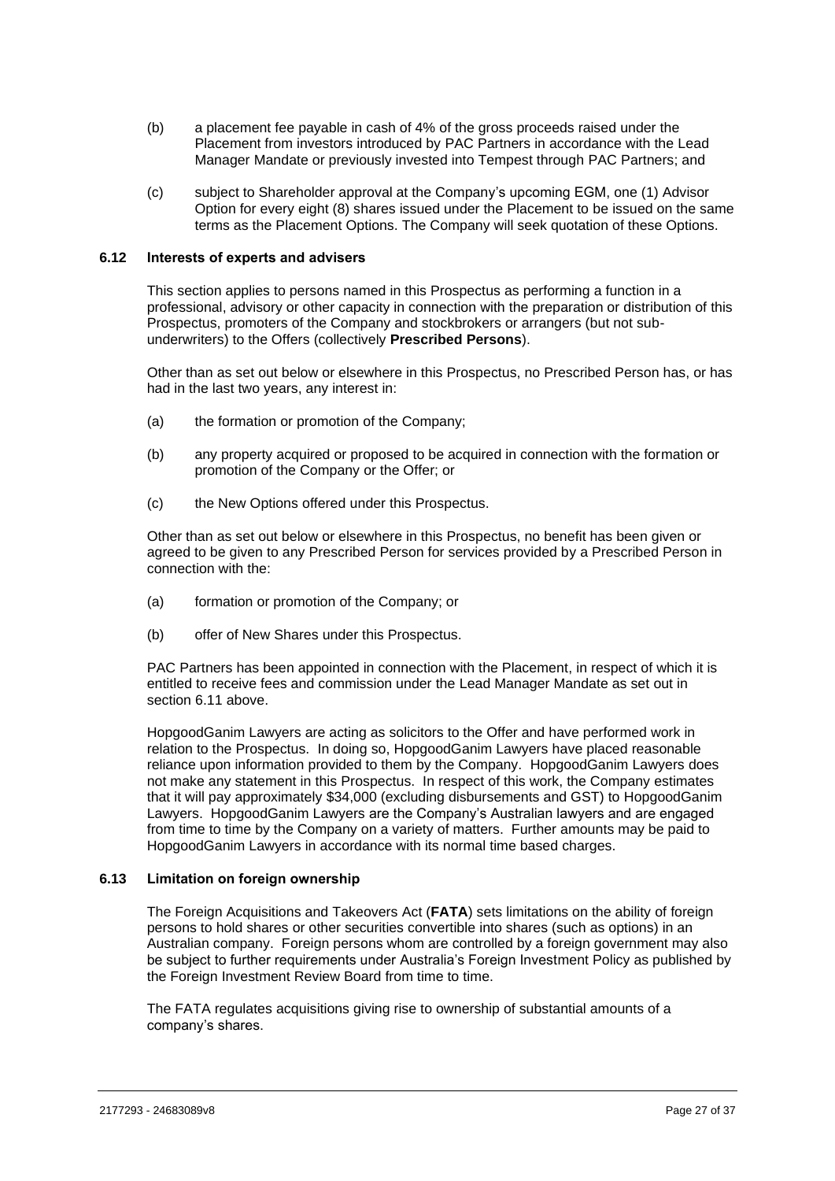(b) a placement fee payable in cash of 4% of the gross proceeds raised under the Placement from investors introduced by PAC Partners in accordance with the Lead Manager Mandate or previously invested into Tempest through PAC Partners; and

(c) subject to Shareholder approval at the Company's upcoming EGM, one (1) Advisor Option for every eight (8) shares issued under the Placement to be issued on the same terms as the Placement Options. The Company will seek quotation of these Options.

### 6.12 Interests of experts and advisers

This section applies to persons named in this Prospectus as performing a function in a professional, advisory or other capacity in connection with the preparation or distribution of this Prospectus, promoters of the Company and stockbrokers or arrangers (but not sub-underwriters) to the Offers (collectively **Prescribed Persons**).

Other than as set out below or elsewhere in this Prospectus, no Prescribed Person has, or has had in the last two years, any interest in:

(a) the formation or promotion of the Company;

(b) any property acquired or proposed to be acquired in connection with the formation or promotion of the Company or the Offer; or

(c) the New Options offered under this Prospectus.

Other than as set out below or elsewhere in this Prospectus, no benefit has been given or agreed to be given to any Prescribed Person for services provided by a Prescribed Person in connection with the:

(a) formation or promotion of the Company; or

(b) offer of New Shares under this Prospectus.

PAC Partners has been appointed in connection with the Placement, in respect of which it is entitled to receive fees and commission under the Lead Manager Mandate as set out in section 6.11 above.

HopgoodGanim Lawyers are acting as solicitors to the Offer and have performed work in relation to the Prospectus. In doing so, HopgoodGanim Lawyers have placed reasonable reliance upon information provided to them by the Company. HopgoodGanim Lawyers does not make any statement in this Prospectus. In respect of this work, the Company estimates that it will pay approximately $34,000 (excluding disbursements and GST) to HopgoodGanim Lawyers. HopgoodGanim Lawyers are the Company's Australian lawyers and are engaged from time to time by the Company on a variety of matters. Further amounts may be paid to HopgoodGanim Lawyers in accordance with its normal time based charges.

### 6.13 Limitation on foreign ownership

The Foreign Acquisitions and Takeovers Act (**FATA**) sets limitations on the ability of foreign persons to hold shares or other securities convertible into shares (such as options) in an Australian company. Foreign persons whom are controlled by a foreign government may also be subject to further requirements under Australia's Foreign Investment Policy as published by the Foreign Investment Review Board from time to time.

The FATA regulates acquisitions giving rise to ownership of substantial amounts of a company's shares.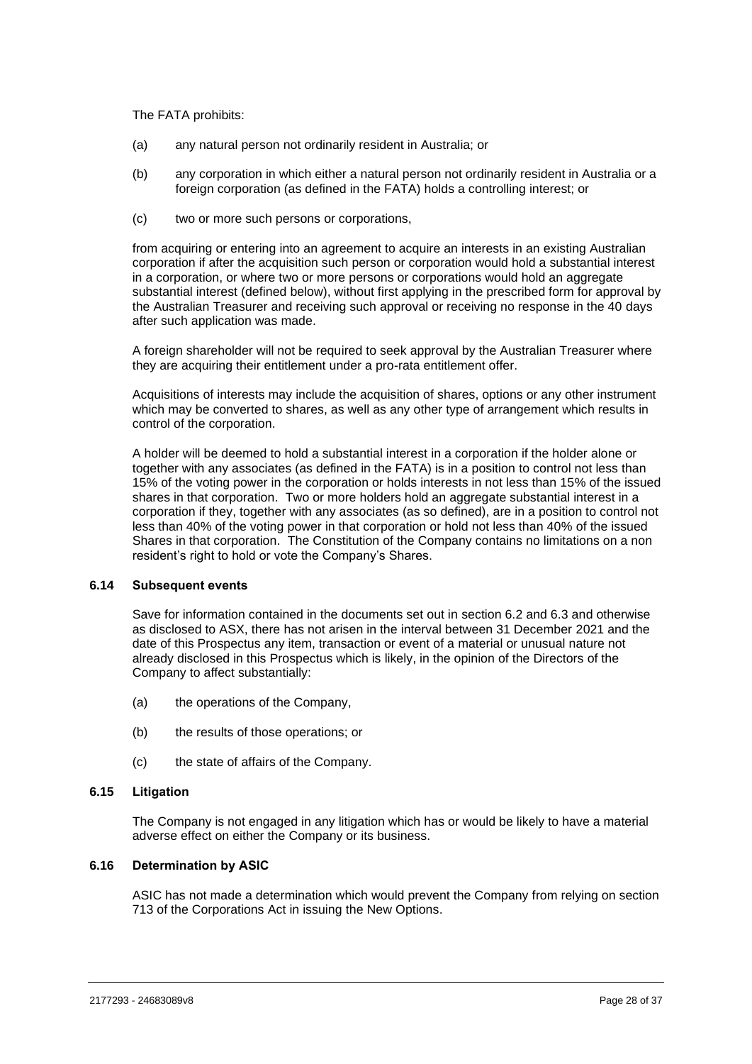The FATA prohibits:

(a) any natural person not ordinarily resident in Australia; or

(b) any corporation in which either a natural person not ordinarily resident in Australia or a foreign corporation (as defined in the FATA) holds a controlling interest; or

(c) two or more such persons or corporations,

from acquiring or entering into an agreement to acquire an interests in an existing Australian corporation if after the acquisition such person or corporation would hold a substantial interest in a corporation, or where two or more persons or corporations would hold an aggregate substantial interest (defined below), without first applying in the prescribed form for approval by the Australian Treasurer and receiving such approval or receiving no response in the 40 days after such application was made.

A foreign shareholder will not be required to seek approval by the Australian Treasurer where they are acquiring their entitlement under a pro-rata entitlement offer.

Acquisitions of interests may include the acquisition of shares, options or any other instrument which may be converted to shares, as well as any other type of arrangement which results in control of the corporation.

A holder will be deemed to hold a substantial interest in a corporation if the holder alone or together with any associates (as defined in the FATA) is in a position to control not less than 15% of the voting power in the corporation or holds interests in not less than 15% of the issued shares in that corporation. Two or more holders hold an aggregate substantial interest in a corporation if they, together with any associates (as so defined), are in a position to control not less than 40% of the voting power in that corporation or hold not less than 40% of the issued Shares in that corporation. The Constitution of the Company contains no limitations on a non resident's right to hold or vote the Company's Shares.

### 6.14 Subsequent events

Save for information contained in the documents set out in section 6.2 and 6.3 and otherwise as disclosed to ASX, there has not arisen in the interval between 31 December 2021 and the date of this Prospectus any item, transaction or event of a material or unusual nature not already disclosed in this Prospectus which is likely, in the opinion of the Directors of the Company to affect substantially:

(a) the operations of the Company,

(b) the results of those operations; or

(c) the state of affairs of the Company.

### 6.15 Litigation

The Company is not engaged in any litigation which has or would be likely to have a material adverse effect on either the Company or its business.

### 6.16 Determination by ASIC

ASIC has not made a determination which would prevent the Company from relying on section 713 of the Corporations Act in issuing the New Options.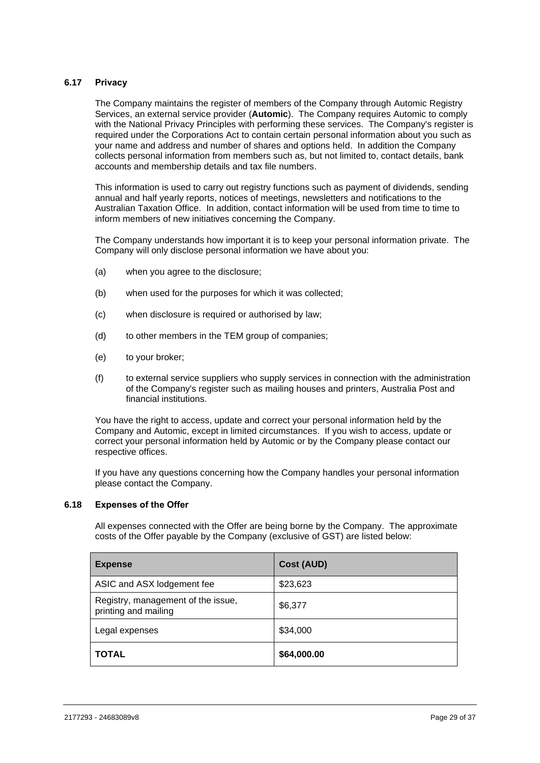### 6.17 Privacy

The Company maintains the register of members of the Company through Automic Registry Services, an external service provider (**Automic**). The Company requires Automic to comply with the National Privacy Principles with performing these services. The Company's register is required under the Corporations Act to contain certain personal information about you such as your name and address and number of shares and options held. In addition the Company collects personal information from members such as, but not limited to, contact details, bank accounts and membership details and tax file numbers.

This information is used to carry out registry functions such as payment of dividends, sending annual and half yearly reports, notices of meetings, newsletters and notifications to the Australian Taxation Office. In addition, contact information will be used from time to time to inform members of new initiatives concerning the Company.

The Company understands how important it is to keep your personal information private. The Company will only disclose personal information we have about you:

(a) when you agree to the disclosure;

(b) when used for the purposes for which it was collected;

(c) when disclosure is required or authorised by law;

(d) to other members in the TEM group of companies;

(e) to your broker;

(f) to external service suppliers who supply services in connection with the administration of the Company's register such as mailing houses and printers, Australia Post and financial institutions.

You have the right to access, update and correct your personal information held by the Company and Automic, except in limited circumstances. If you wish to access, update or correct your personal information held by Automic or by the Company please contact our respective offices.

If you have any questions concerning how the Company handles your personal information please contact the Company.

### 6.18 Expenses of the Offer

All expenses connected with the Offer are being borne by the Company. The approximate costs of the Offer payable by the Company (exclusive of GST) are listed below:

| **Expense** | **Cost (AUD)** |
| --- | --- |
| ASIC and ASX lodgement fee | $23,623 |
| Registry, management of the issue, printing and mailing | $6,377 |
| Legal expenses | $34,000 |
| **TOTAL** | **$64,000.00** |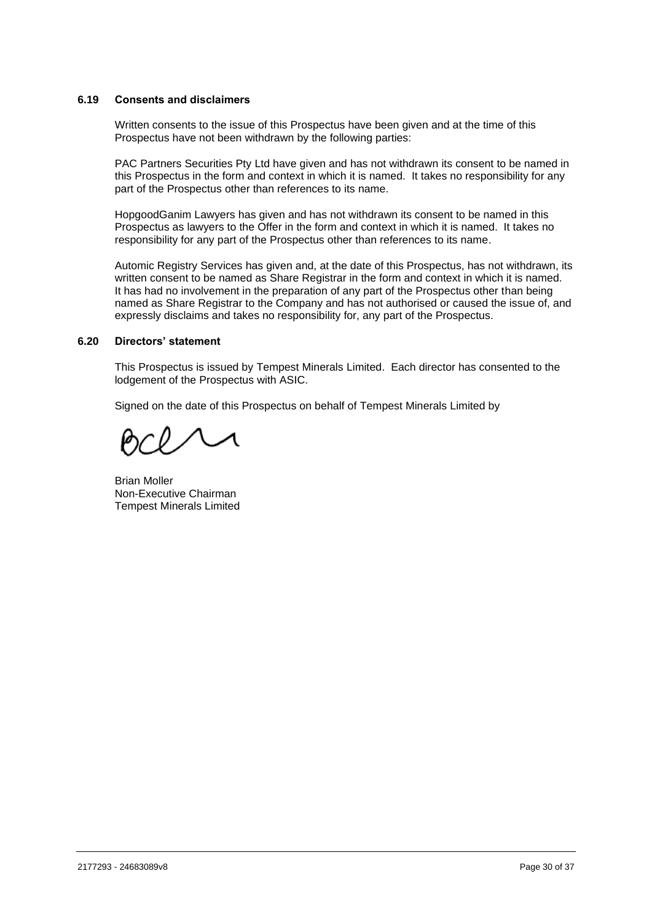### 6.19 Consents and disclaimers

Written consents to the issue of this Prospectus have been given and at the time of this Prospectus have not been withdrawn by the following parties:

PAC Partners Securities Pty Ltd have given and has not withdrawn its consent to be named in this Prospectus in the form and context in which it is named. It takes no responsibility for any part of the Prospectus other than references to its name.

HopgoodGanim Lawyers has given and has not withdrawn its consent to be named in this Prospectus as lawyers to the Offer in the form and context in which it is named. It takes no responsibility for any part of the Prospectus other than references to its name.

Automic Registry Services has given and, at the date of this Prospectus, has not withdrawn, its written consent to be named as Share Registrar in the form and context in which it is named. It has had no involvement in the preparation of any part of the Prospectus other than being named as Share Registrar to the Company and has not authorised or caused the issue of, and expressly disclaims and takes no responsibility for, any part of the Prospectus.

### 6.20 Directors' statement

This Prospectus is issued by Tempest Minerals Limited. Each director has consented to the lodgement of the Prospectus with ASIC.

Signed on the date of this Prospectus on behalf of Tempest Minerals Limited by

Brian Moller
Non-Executive Chairman
Tempest Minerals Limited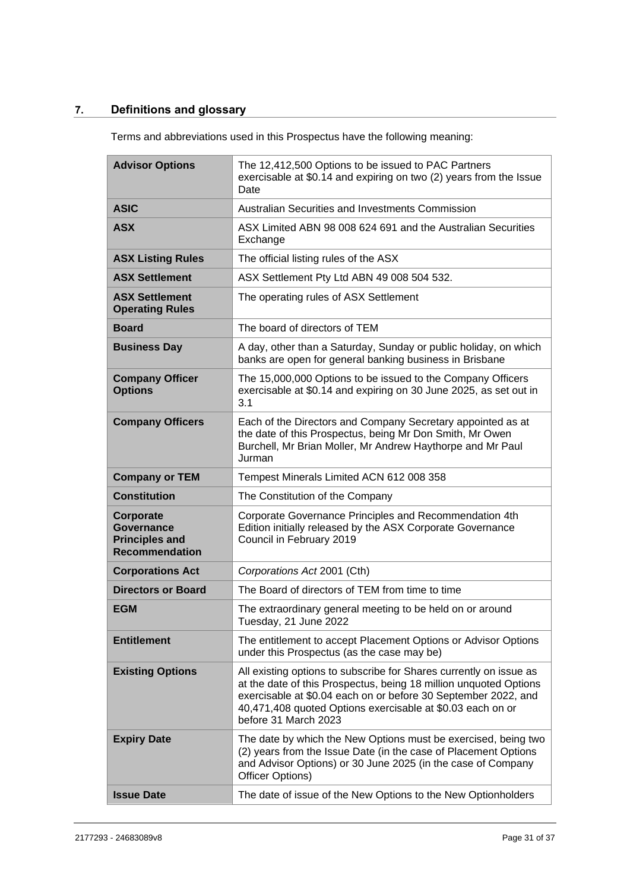## 7. Definitions and glossary

Terms and abbreviations used in this Prospectus have the following meaning:

| Term | Meaning |
|---|---|
| **Advisor Options** | The 12,412,500 Options to be issued to PAC Partners exercisable at $0.14 and expiring on two (2) years from the Issue Date |
| **ASIC** | Australian Securities and Investments Commission |
| **ASX** | ASX Limited ABN 98 008 624 691 and the Australian Securities Exchange |
| **ASX Listing Rules** | The official listing rules of the ASX |
| **ASX Settlement** | ASX Settlement Pty Ltd ABN 49 008 504 532. |
| **ASX Settlement Operating Rules** | The operating rules of ASX Settlement |
| **Board** | The board of directors of TEM |
| **Business Day** | A day, other than a Saturday, Sunday or public holiday, on which banks are open for general banking business in Brisbane |
| **Company Officer Options** | The 15,000,000 Options to be issued to the Company Officers exercisable at $0.14 and expiring on 30 June 2025, as set out in 3.1 |
| **Company Officers** | Each of the Directors and Company Secretary appointed as at the date of this Prospectus, being Mr Don Smith, Mr Owen Burchell, Mr Brian Moller, Mr Andrew Haythorpe and Mr Paul Jurman |
| **Company or TEM** | Tempest Minerals Limited ACN 612 008 358 |
| **Constitution** | The Constitution of the Company |
| **Corporate Governance Principles and Recommendation** | Corporate Governance Principles and Recommendation 4th Edition initially released by the ASX Corporate Governance Council in February 2019 |
| **Corporations Act** | *Corporations Act* 2001 (Cth) |
| **Directors or Board** | The Board of directors of TEM from time to time |
| **EGM** | The extraordinary general meeting to be held on or around Tuesday, 21 June 2022 |
| **Entitlement** | The entitlement to accept Placement Options or Advisor Options under this Prospectus (as the case may be) |
| **Existing Options** | All existing options to subscribe for Shares currently on issue as at the date of this Prospectus, being 18 million unquoted Options exercisable at $0.04 each on or before 30 September 2022, and 40,471,408 quoted Options exercisable at $0.03 each on or before 31 March 2023 |
| **Expiry Date** | The date by which the New Options must be exercised, being two (2) years from the Issue Date (in the case of Placement Options and Advisor Options) or 30 June 2025 (in the case of Company Officer Options) |
| **Issue Date** | The date of issue of the New Options to the New Optionholders |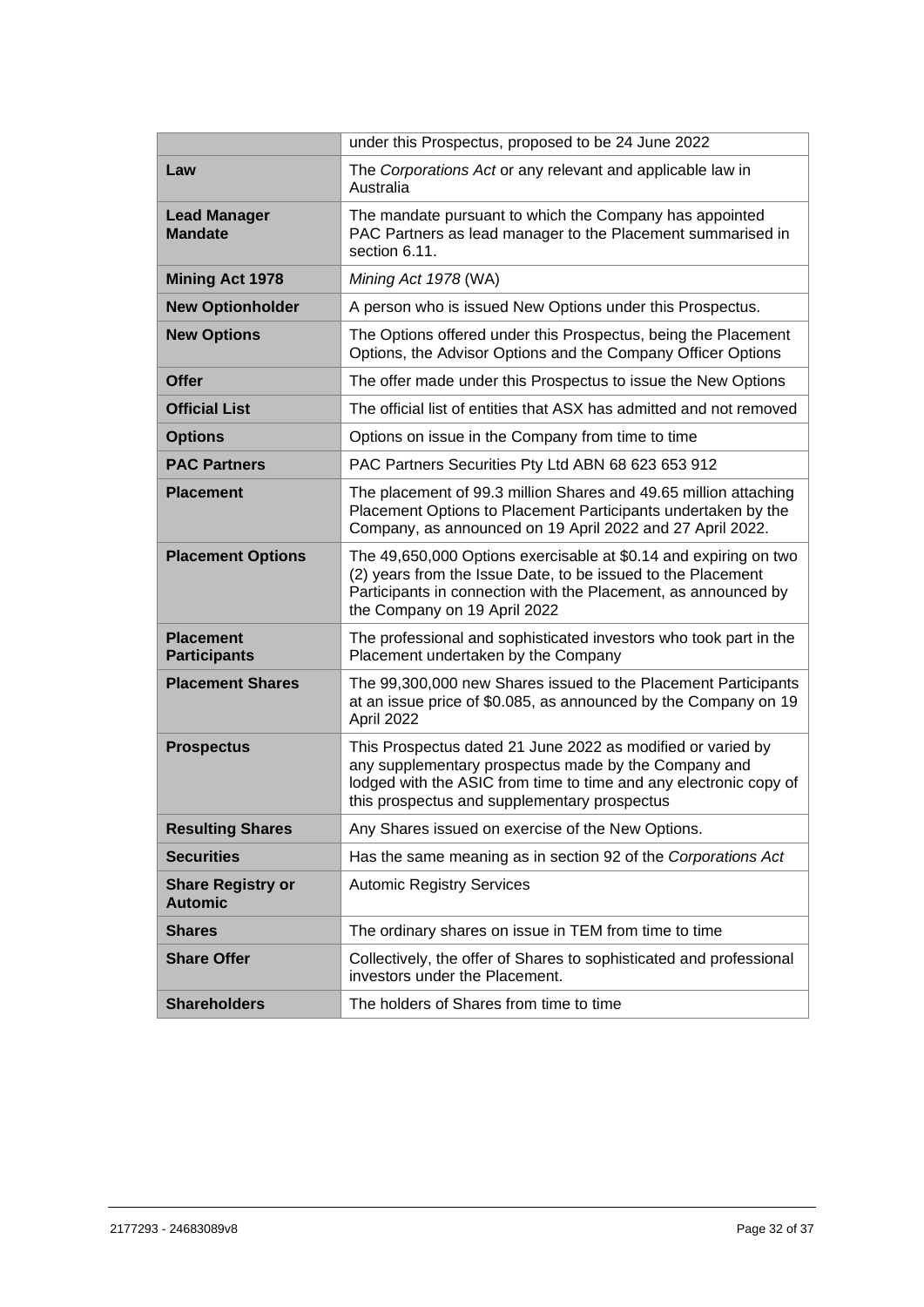| | |
|---|---|
| | under this Prospectus, proposed to be 24 June 2022 |
| **Law** | The *Corporations Act* or any relevant and applicable law in Australia |
| **Lead Manager Mandate** | The mandate pursuant to which the Company has appointed PAC Partners as lead manager to the Placement summarised in section 6.11. |
| **Mining Act 1978** | *Mining Act 1978* (WA) |
| **New Optionholder** | A person who is issued New Options under this Prospectus. |
| **New Options** | The Options offered under this Prospectus, being the Placement Options, the Advisor Options and the Company Officer Options |
| **Offer** | The offer made under this Prospectus to issue the New Options |
| **Official List** | The official list of entities that ASX has admitted and not removed |
| **Options** | Options on issue in the Company from time to time |
| **PAC Partners** | PAC Partners Securities Pty Ltd ABN 68 623 653 912 |
| **Placement** | The placement of 99.3 million Shares and 49.65 million attaching Placement Options to Placement Participants undertaken by the Company, as announced on 19 April 2022 and 27 April 2022. |
| **Placement Options** | The 49,650,000 Options exercisable at $0.14 and expiring on two (2) years from the Issue Date, to be issued to the Placement Participants in connection with the Placement, as announced by the Company on 19 April 2022 |
| **Placement Participants** | The professional and sophisticated investors who took part in the Placement undertaken by the Company |
| **Placement Shares** | The 99,300,000 new Shares issued to the Placement Participants at an issue price of $0.085, as announced by the Company on 19 April 2022 |
| **Prospectus** | This Prospectus dated 21 June 2022 as modified or varied by any supplementary prospectus made by the Company and lodged with the ASIC from time to time and any electronic copy of this prospectus and supplementary prospectus |
| **Resulting Shares** | Any Shares issued on exercise of the New Options. |
| **Securities** | Has the same meaning as in section 92 of the *Corporations Act* |
| **Share Registry or Automic** | Automic Registry Services |
| **Shares** | The ordinary shares on issue in TEM from time to time |
| **Share Offer** | Collectively, the offer of Shares to sophisticated and professional investors under the Placement. |
| **Shareholders** | The holders of Shares from time to time |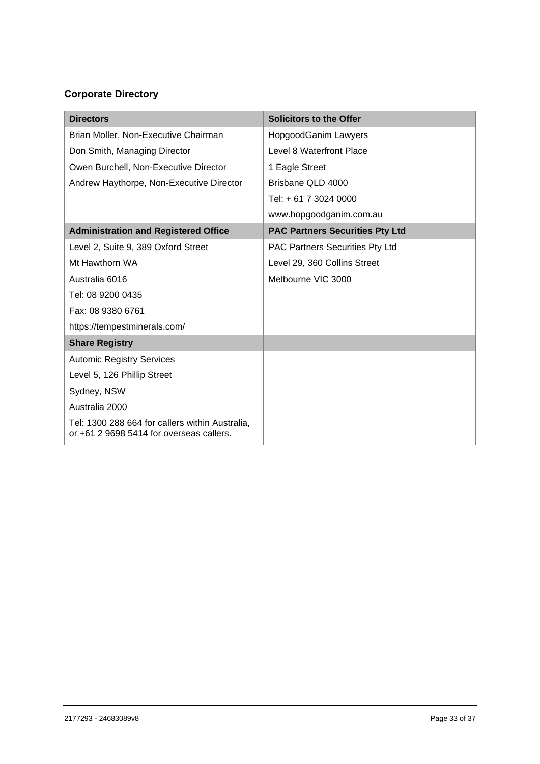## Corporate Directory

| Directors | Solicitors to the Offer |
|---|---|
| Brian Moller, Non-Executive Chairman | HopgoodGanim Lawyers |
| Don Smith, Managing Director | Level 8 Waterfront Place |
| Owen Burchell, Non-Executive Director | 1 Eagle Street |
| Andrew Haythorpe, Non-Executive Director | Brisbane QLD 4000 |
| | Tel: + 61 7 3024 0000 |
| | www.hopgoodganim.com.au |
| **Administration and Registered Office** | **PAC Partners Securities Pty Ltd** |
| Level 2, Suite 9, 389 Oxford Street | PAC Partners Securities Pty Ltd |
| Mt Hawthorn WA | Level 29, 360 Collins Street |
| Australia 6016 | Melbourne VIC 3000 |
| Tel: 08 9200 0435 | |
| Fax: 08 9380 6761 | |
| https://tempestminerals.com/ | |
| **Share Registry** | |
| Automic Registry Services | |
| Level 5, 126 Phillip Street | |
| Sydney, NSW | |
| Australia 2000 | |
| Tel: 1300 288 664 for callers within Australia, or +61 2 9698 5414 for overseas callers. | |

2177293 - 24683089v8